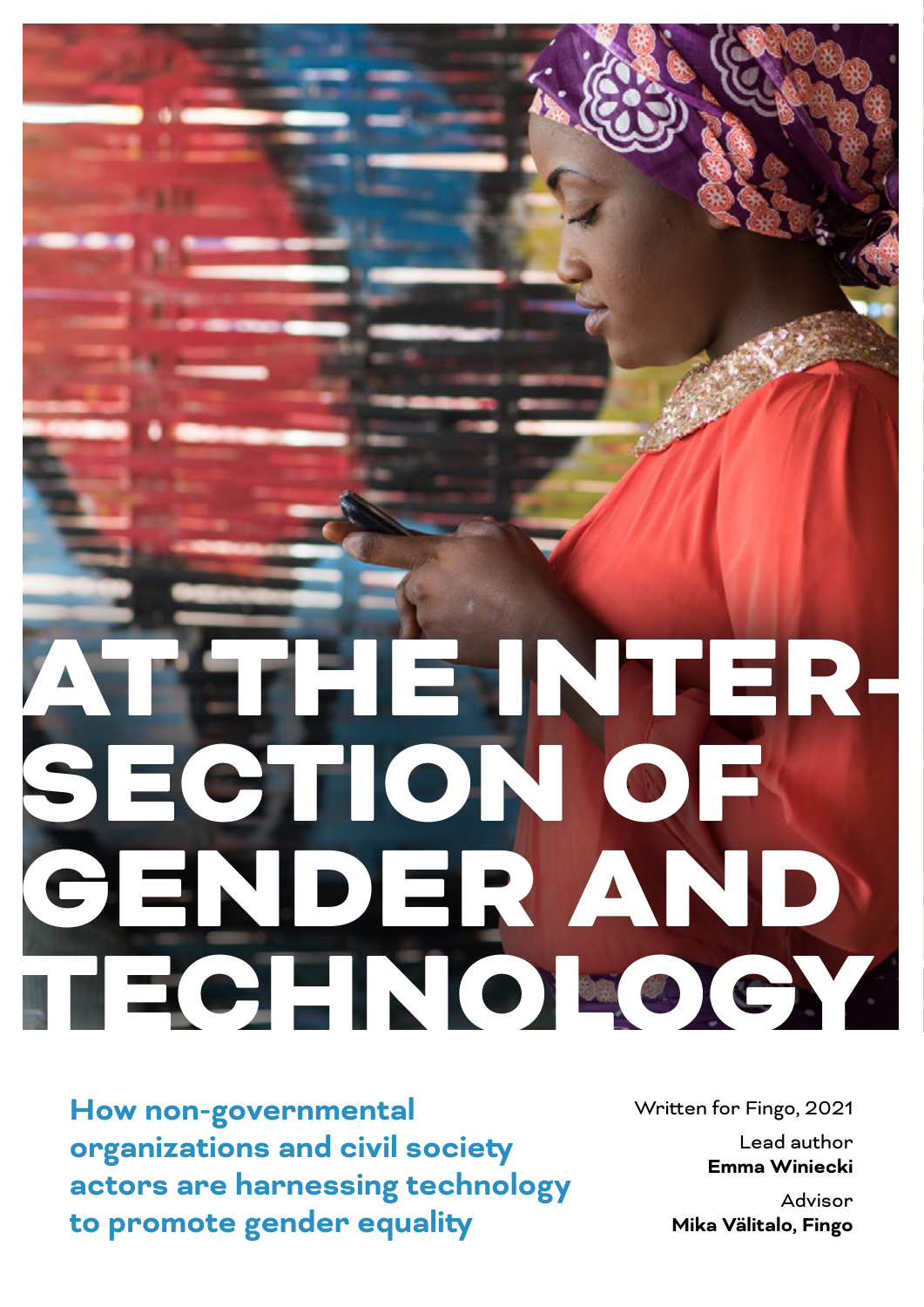# AT THE INTER-SECTION OF GENDER AND TECHNOLOGY

**How non-governmental organizations and civil society actors are harnessing technology to promote gender equality**

Written for Fingo, 2021

Lead author
**Emma Winiecki**

Advisor
**Mika Välitalo, Fingo**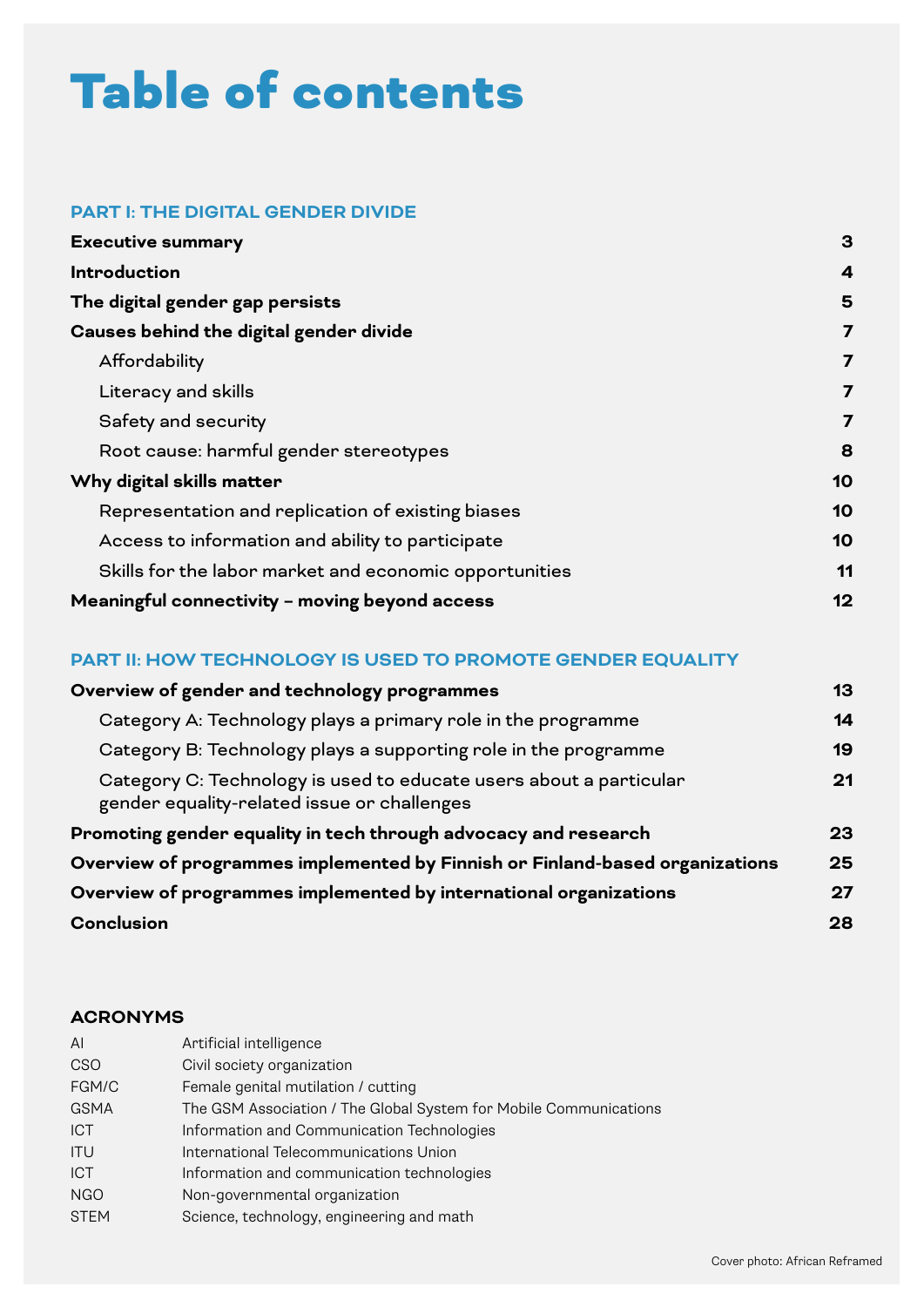# Table of contents

## PART I: THE DIGITAL GENDER DIVIDE

| | |
|---|---|
| **Executive summary** | **3** |
| **Introduction** | **4** |
| **The digital gender gap persists** | **5** |
| **Causes behind the digital gender divide** | **7** |
| Affordability | **7** |
| Literacy and skills | **7** |
| Safety and security | **7** |
| Root cause: harmful gender stereotypes | **8** |
| **Why digital skills matter** | **10** |
| Representation and replication of existing biases | **10** |
| Access to information and ability to participate | **10** |
| Skills for the labor market and economic opportunities | **11** |
| **Meaningful connectivity – moving beyond access** | **12** |

## PART II: HOW TECHNOLOGY IS USED TO PROMOTE GENDER EQUALITY

| | |
|---|---|
| **Overview of gender and technology programmes** | **13** |
| Category A: Technology plays a primary role in the programme | **14** |
| Category B: Technology plays a supporting role in the programme | **19** |
| Category C: Technology is used to educate users about a particular gender equality-related issue or challenges | **21** |
| **Promoting gender equality in tech through advocacy and research** | **23** |
| **Overview of programmes implemented by Finnish or Finland-based organizations** | **25** |
| **Overview of programmes implemented by international organizations** | **27** |
| **Conclusion** | **28** |

### ACRONYMS

| | |
|---|---|
| AI | Artificial intelligence |
| CSO | Civil society organization |
| FGM/C | Female genital mutilation / cutting |
| GSMA | The GSM Association / The Global System for Mobile Communications |
| ICT | Information and Communication Technologies |
| ITU | International Telecommunications Union |
| ICT | Information and communication technologies |
| NGO | Non-governmental organization |
| STEM | Science, technology, engineering and math |

Cover photo: African Reframed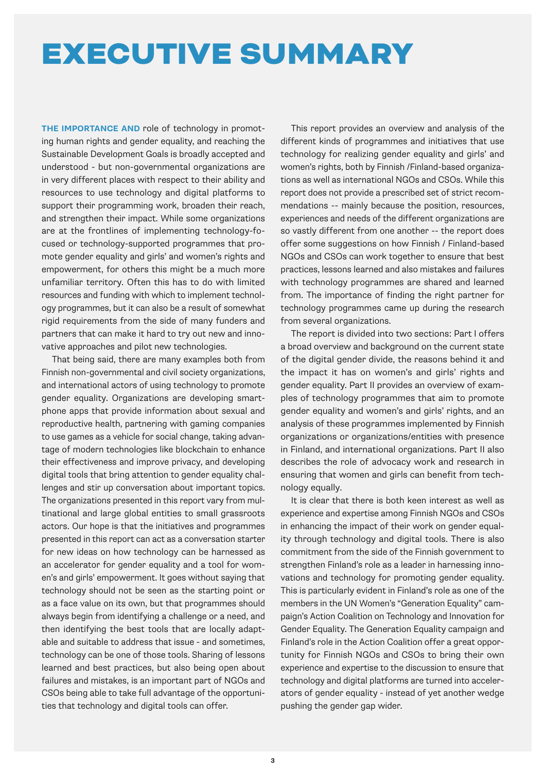# EXECUTIVE SUMMARY

**THE IMPORTANCE AND** role of technology in promoting human rights and gender equality, and reaching the Sustainable Development Goals is broadly accepted and understood - but non-governmental organizations are in very different places with respect to their ability and resources to use technology and digital platforms to support their programming work, broaden their reach, and strengthen their impact. While some organizations are at the frontlines of implementing technology-focused or technology-supported programmes that promote gender equality and girls' and women's rights and empowerment, for others this might be a much more unfamiliar territory. Often this has to do with limited resources and funding with which to implement technology programmes, but it can also be a result of somewhat rigid requirements from the side of many funders and partners that can make it hard to try out new and innovative approaches and pilot new technologies.

That being said, there are many examples both from Finnish non-governmental and civil society organizations, and international actors of using technology to promote gender equality. Organizations are developing smartphone apps that provide information about sexual and reproductive health, partnering with gaming companies to use games as a vehicle for social change, taking advantage of modern technologies like blockchain to enhance their effectiveness and improve privacy, and developing digital tools that bring attention to gender equality challenges and stir up conversation about important topics. The organizations presented in this report vary from multinational and large global entities to small grassroots actors. Our hope is that the initiatives and programmes presented in this report can act as a conversation starter for new ideas on how technology can be harnessed as an accelerator for gender equality and a tool for women's and girls' empowerment. It goes without saying that technology should not be seen as the starting point or as a face value on its own, but that programmes should always begin from identifying a challenge or a need, and then identifying the best tools that are locally adaptable and suitable to address that issue - and sometimes, technology can be one of those tools. Sharing of lessons learned and best practices, but also being open about failures and mistakes, is an important part of NGOs and CSOs being able to take full advantage of the opportunities that technology and digital tools can offer.

This report provides an overview and analysis of the different kinds of programmes and initiatives that use technology for realizing gender equality and girls' and women's rights, both by Finnish /Finland-based organizations as well as international NGOs and CSOs. While this report does not provide a prescribed set of strict recommendations -- mainly because the position, resources, experiences and needs of the different organizations are so vastly different from one another -- the report does offer some suggestions on how Finnish / Finland-based NGOs and CSOs can work together to ensure that best practices, lessons learned and also mistakes and failures with technology programmes are shared and learned from. The importance of finding the right partner for technology programmes came up during the research from several organizations.

The report is divided into two sections: Part I offers a broad overview and background on the current state of the digital gender divide, the reasons behind it and the impact it has on women's and girls' rights and gender equality. Part II provides an overview of examples of technology programmes that aim to promote gender equality and women's and girls' rights, and an analysis of these programmes implemented by Finnish organizations or organizations/entities with presence in Finland, and international organizations. Part II also describes the role of advocacy work and research in ensuring that women and girls can benefit from technology equally.

It is clear that there is both keen interest as well as experience and expertise among Finnish NGOs and CSOs in enhancing the impact of their work on gender equality through technology and digital tools. There is also commitment from the side of the Finnish government to strengthen Finland's role as a leader in harnessing innovations and technology for promoting gender equality. This is particularly evident in Finland's role as one of the members in the UN Women's "Generation Equality" campaign's Action Coalition on Technology and Innovation for Gender Equality. The Generation Equality campaign and Finland's role in the Action Coalition offer a great opportunity for Finnish NGOs and CSOs to bring their own experience and expertise to the discussion to ensure that technology and digital platforms are turned into accelerators of gender equality - instead of yet another wedge pushing the gender gap wider.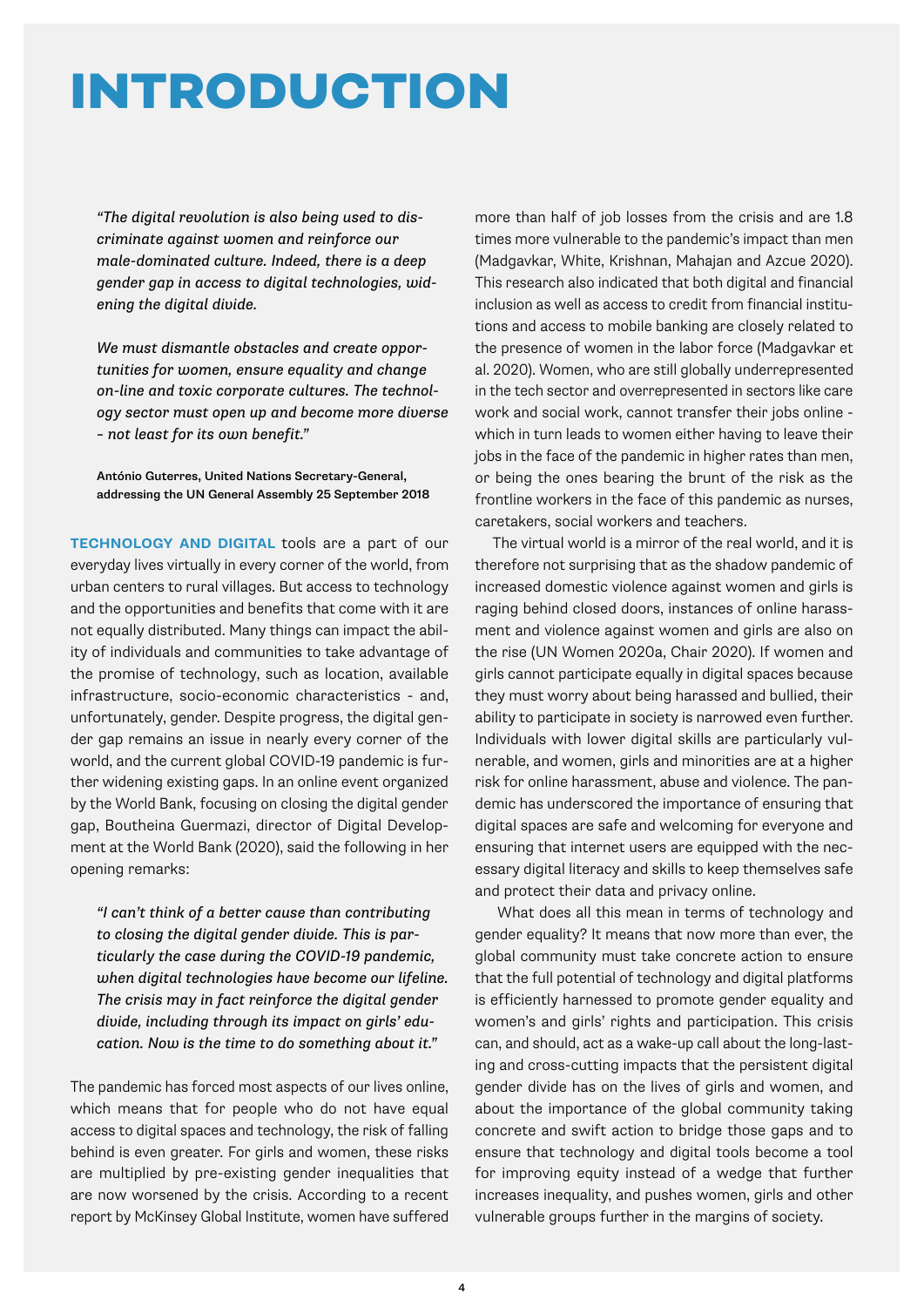# INTRODUCTION

> *"The digital revolution is also being used to discriminate against women and reinforce our male-dominated culture. Indeed, there is a deep gender gap in access to digital technologies, widening the digital divide.*
>
> *We must dismantle obstacles and create opportunities for women, ensure equality and change on-line and toxic corporate cultures. The technology sector must open up and become more diverse - not least for its own benefit."*
>
> **António Guterres, United Nations Secretary-General, addressing the UN General Assembly 25 September 2018**

**TECHNOLOGY AND DIGITAL** tools are a part of our everyday lives virtually in every corner of the world, from urban centers to rural villages. But access to technology and the opportunities and benefits that come with it are not equally distributed. Many things can impact the ability of individuals and communities to take advantage of the promise of technology, such as location, available infrastructure, socio-economic characteristics - and, unfortunately, gender. Despite progress, the digital gender gap remains an issue in nearly every corner of the world, and the current global COVID-19 pandemic is further widening existing gaps. In an online event organized by the World Bank, focusing on closing the digital gender gap, Boutheina Guermazi, director of Digital Development at the World Bank (2020), said the following in her opening remarks:

> *"I can't think of a better cause than contributing to closing the digital gender divide. This is particularly the case during the COVID-19 pandemic, when digital technologies have become our lifeline. The crisis may in fact reinforce the digital gender divide, including through its impact on girls' education. Now is the time to do something about it."*

The pandemic has forced most aspects of our lives online, which means that for people who do not have equal access to digital spaces and technology, the risk of falling behind is even greater. For girls and women, these risks are multiplied by pre-existing gender inequalities that are now worsened by the crisis. According to a recent report by McKinsey Global Institute, women have suffered more than half of job losses from the crisis and are 1.8 times more vulnerable to the pandemic's impact than men (Madgavkar, White, Krishnan, Mahajan and Azcue 2020). This research also indicated that both digital and financial inclusion as well as access to credit from financial institutions and access to mobile banking are closely related to the presence of women in the labor force (Madgavkar et al. 2020). Women, who are still globally underrepresented in the tech sector and overrepresented in sectors like care work and social work, cannot transfer their jobs online - which in turn leads to women either having to leave their jobs in the face of the pandemic in higher rates than men, or being the ones bearing the brunt of the risk as the frontline workers in the face of this pandemic as nurses, caretakers, social workers and teachers.

The virtual world is a mirror of the real world, and it is therefore not surprising that as the shadow pandemic of increased domestic violence against women and girls is raging behind closed doors, instances of online harassment and violence against women and girls are also on the rise (UN Women 2020a, Chair 2020). If women and girls cannot participate equally in digital spaces because they must worry about being harassed and bullied, their ability to participate in society is narrowed even further. Individuals with lower digital skills are particularly vulnerable, and women, girls and minorities are at a higher risk for online harassment, abuse and violence. The pandemic has underscored the importance of ensuring that digital spaces are safe and welcoming for everyone and ensuring that internet users are equipped with the necessary digital literacy and skills to keep themselves safe and protect their data and privacy online.

What does all this mean in terms of technology and gender equality? It means that now more than ever, the global community must take concrete action to ensure that the full potential of technology and digital platforms is efficiently harnessed to promote gender equality and women's and girls' rights and participation. This crisis can, and should, act as a wake-up call about the long-lasting and cross-cutting impacts that the persistent digital gender divide has on the lives of girls and women, and about the importance of the global community taking concrete and swift action to bridge those gaps and to ensure that technology and digital tools become a tool for improving equity instead of a wedge that further increases inequality, and pushes women, girls and other vulnerable groups further in the margins of society.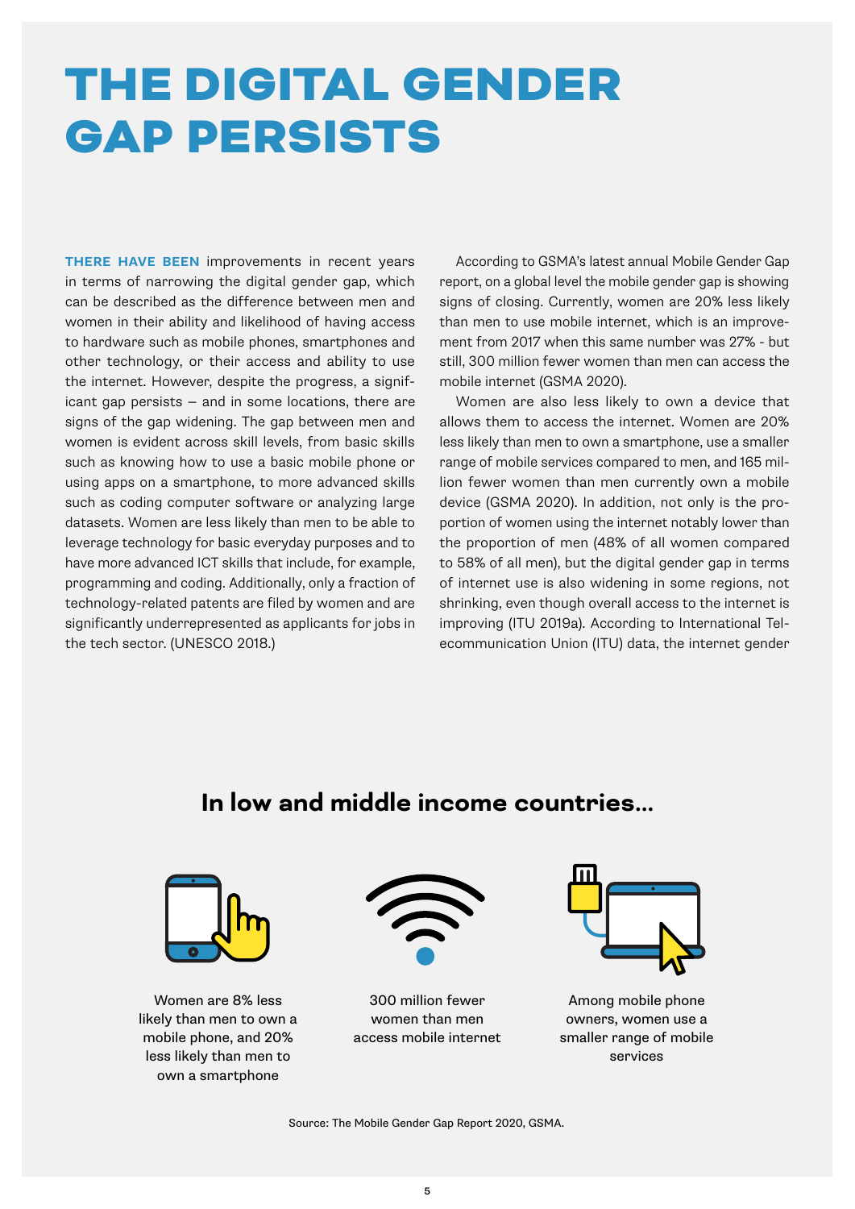# THE DIGITAL GENDER GAP PERSISTS

**THERE HAVE BEEN** improvements in recent years in terms of narrowing the digital gender gap, which can be described as the difference between men and women in their ability and likelihood of having access to hardware such as mobile phones, smartphones and other technology, or their access and ability to use the internet. However, despite the progress, a significant gap persists – and in some locations, there are signs of the gap widening. The gap between men and women is evident across skill levels, from basic skills such as knowing how to use a basic mobile phone or using apps on a smartphone, to more advanced skills such as coding computer software or analyzing large datasets. Women are less likely than men to be able to leverage technology for basic everyday purposes and to have more advanced ICT skills that include, for example, programming and coding. Additionally, only a fraction of technology-related patents are filed by women and are significantly underrepresented as applicants for jobs in the tech sector. (UNESCO 2018.)

According to GSMA's latest annual Mobile Gender Gap report, on a global level the mobile gender gap is showing signs of closing. Currently, women are 20% less likely than men to use mobile internet, which is an improvement from 2017 when this same number was 27% - but still, 300 million fewer women than men can access the mobile internet (GSMA 2020).

Women are also less likely to own a device that allows them to access the internet. Women are 20% less likely than men to own a smartphone, use a smaller range of mobile services compared to men, and 165 million fewer women than men currently own a mobile device (GSMA 2020). In addition, not only is the proportion of women using the internet notably lower than the proportion of men (48% of all women compared to 58% of all men), but the digital gender gap in terms of internet use is also widening in some regions, not shrinking, even though overall access to the internet is improving (ITU 2019a). According to International Telecommunication Union (ITU) data, the internet gender

## In low and middle income countries...

Women are 8% less likely than men to own a mobile phone, and 20% less likely than men to own a smartphone

300 million fewer women than men access mobile internet

Among mobile phone owners, women use a smaller range of mobile services

Source: The Mobile Gender Gap Report 2020, GSMA.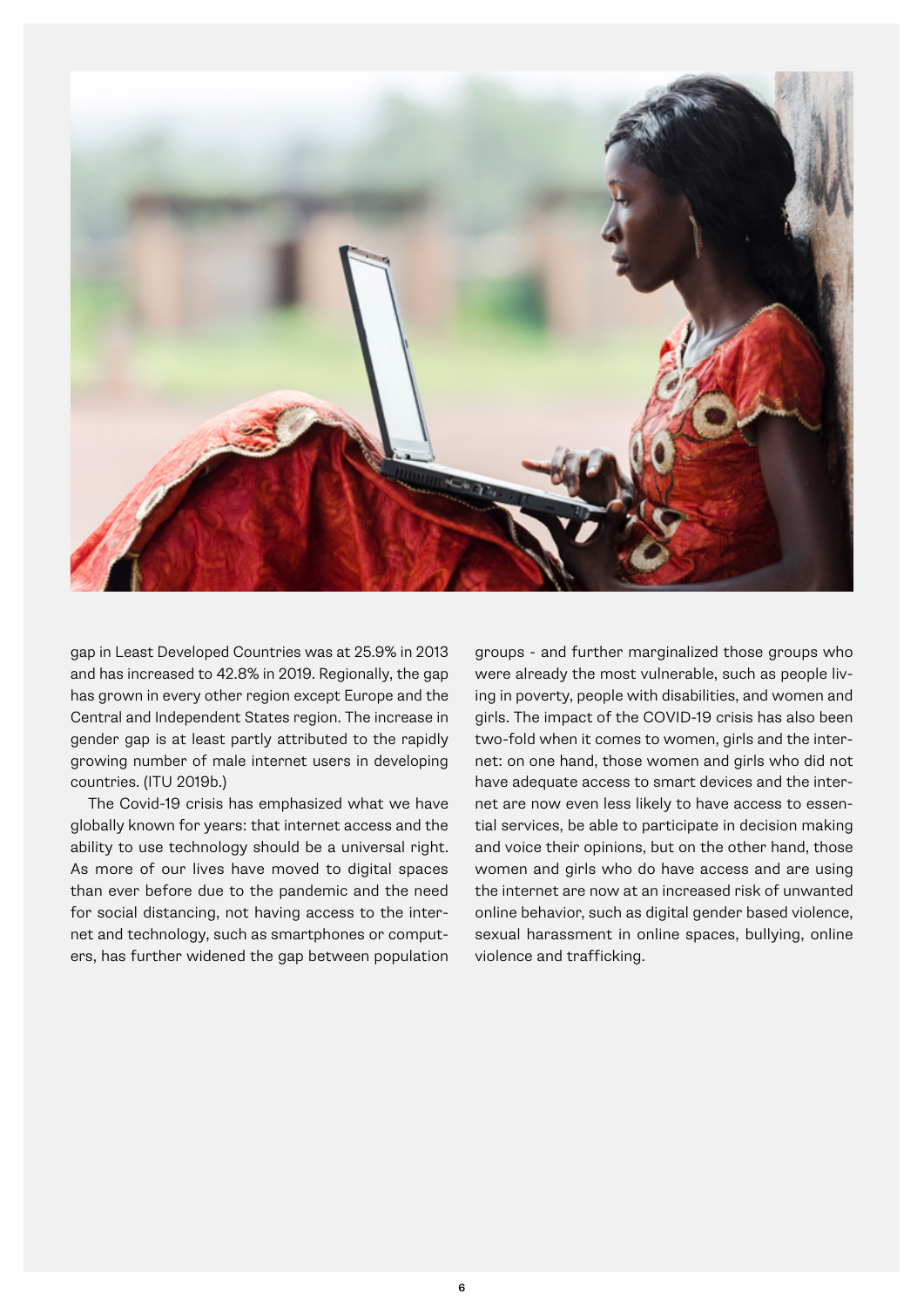gap in Least Developed Countries was at 25.9% in 2013 and has increased to 42.8% in 2019. Regionally, the gap has grown in every other region except Europe and the Central and Independent States region. The increase in gender gap is at least partly attributed to the rapidly growing number of male internet users in developing countries. (ITU 2019b.)

The Covid-19 crisis has emphasized what we have globally known for years: that internet access and the ability to use technology should be a universal right. As more of our lives have moved to digital spaces than ever before due to the pandemic and the need for social distancing, not having access to the internet and technology, such as smartphones or computers, has further widened the gap between population groups - and further marginalized those groups who were already the most vulnerable, such as people living in poverty, people with disabilities, and women and girls. The impact of the COVID-19 crisis has also been two-fold when it comes to women, girls and the internet: on one hand, those women and girls who did not have adequate access to smart devices and the internet are now even less likely to have access to essential services, be able to participate in decision making and voice their opinions, but on the other hand, those women and girls who do have access and are using the internet are now at an increased risk of unwanted online behavior, such as digital gender based violence, sexual harassment in online spaces, bullying, online violence and trafficking.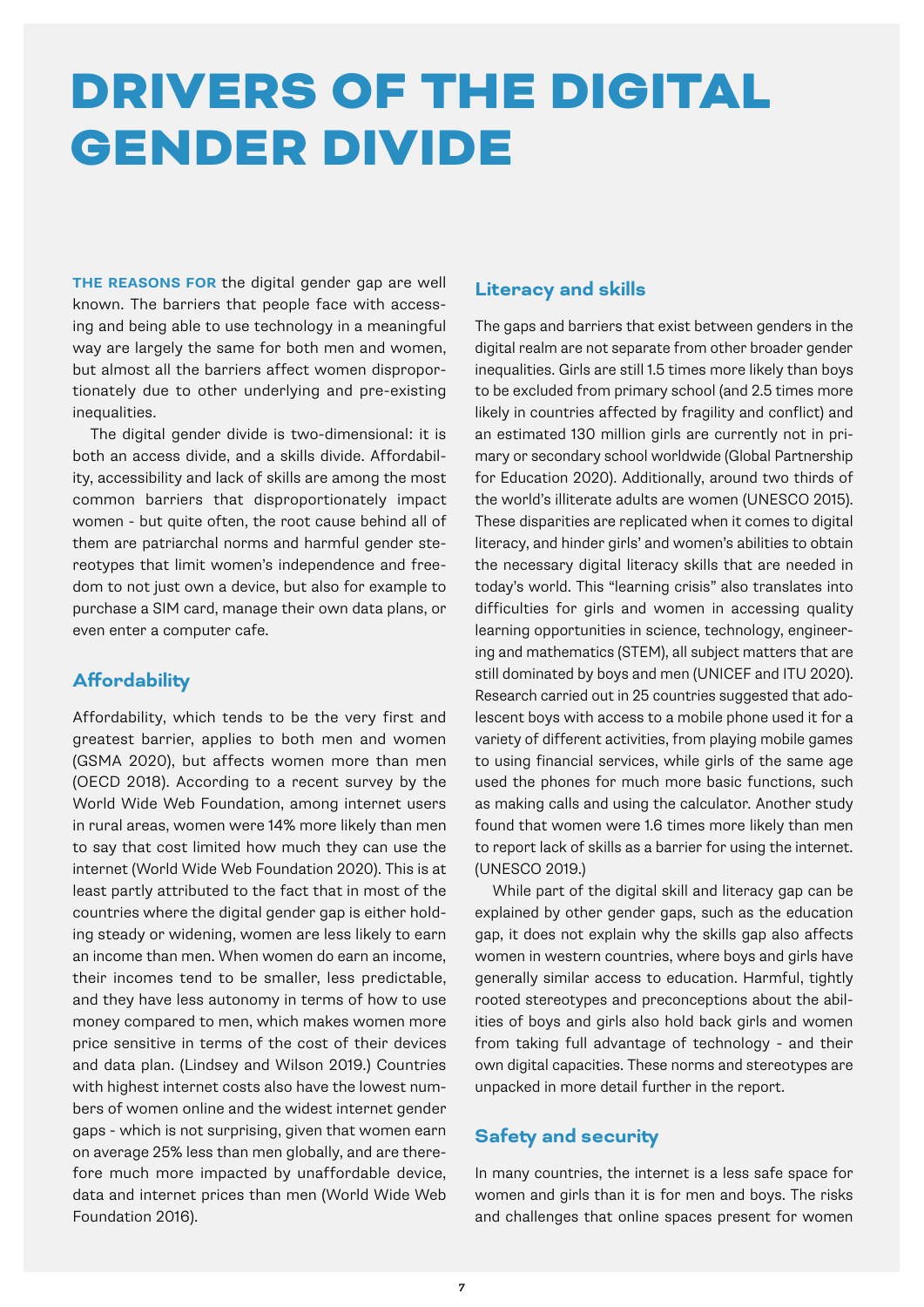# DRIVERS OF THE DIGITAL GENDER DIVIDE

**THE REASONS FOR** the digital gender gap are well known. The barriers that people face with accessing and being able to use technology in a meaningful way are largely the same for both men and women, but almost all the barriers affect women disproportionately due to other underlying and pre-existing inequalities.

The digital gender divide is two-dimensional: it is both an access divide, and a skills divide. Affordability, accessibility and lack of skills are among the most common barriers that disproportionately impact women - but quite often, the root cause behind all of them are patriarchal norms and harmful gender stereotypes that limit women's independence and freedom to not just own a device, but also for example to purchase a SIM card, manage their own data plans, or even enter a computer cafe.

## Affordability

Affordability, which tends to be the very first and greatest barrier, applies to both men and women (GSMA 2020), but affects women more than men (OECD 2018). According to a recent survey by the World Wide Web Foundation, among internet users in rural areas, women were 14% more likely than men to say that cost limited how much they can use the internet (World Wide Web Foundation 2020). This is at least partly attributed to the fact that in most of the countries where the digital gender gap is either holding steady or widening, women are less likely to earn an income than men. When women do earn an income, their incomes tend to be smaller, less predictable, and they have less autonomy in terms of how to use money compared to men, which makes women more price sensitive in terms of the cost of their devices and data plan. (Lindsey and Wilson 2019.) Countries with highest internet costs also have the lowest numbers of women online and the widest internet gender gaps - which is not surprising, given that women earn on average 25% less than men globally, and are therefore much more impacted by unaffordable device, data and internet prices than men (World Wide Web Foundation 2016).

## Literacy and skills

The gaps and barriers that exist between genders in the digital realm are not separate from other broader gender inequalities. Girls are still 1.5 times more likely than boys to be excluded from primary school (and 2.5 times more likely in countries affected by fragility and conflict) and an estimated 130 million girls are currently not in primary or secondary school worldwide (Global Partnership for Education 2020). Additionally, around two thirds of the world's illiterate adults are women (UNESCO 2015). These disparities are replicated when it comes to digital literacy, and hinder girls' and women's abilities to obtain the necessary digital literacy skills that are needed in today's world. This "learning crisis" also translates into difficulties for girls and women in accessing quality learning opportunities in science, technology, engineering and mathematics (STEM), all subject matters that are still dominated by boys and men (UNICEF and ITU 2020). Research carried out in 25 countries suggested that adolescent boys with access to a mobile phone used it for a variety of different activities, from playing mobile games to using financial services, while girls of the same age used the phones for much more basic functions, such as making calls and using the calculator. Another study found that women were 1.6 times more likely than men to report lack of skills as a barrier for using the internet. (UNESCO 2019.)

While part of the digital skill and literacy gap can be explained by other gender gaps, such as the education gap, it does not explain why the skills gap also affects women in western countries, where boys and girls have generally similar access to education. Harmful, tightly rooted stereotypes and preconceptions about the abilities of boys and girls also hold back girls and women from taking full advantage of technology - and their own digital capacities. These norms and stereotypes are unpacked in more detail further in the report.

## Safety and security

In many countries, the internet is a less safe space for women and girls than it is for men and boys. The risks and challenges that online spaces present for women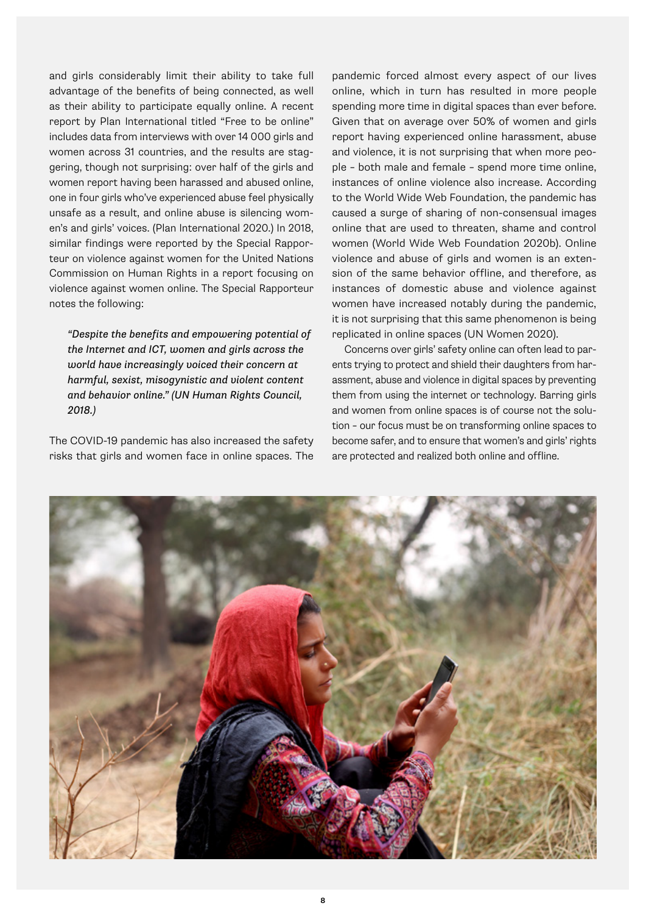and girls considerably limit their ability to take full advantage of the benefits of being connected, as well as their ability to participate equally online. A recent report by Plan International titled "Free to be online" includes data from interviews with over 14 000 girls and women across 31 countries, and the results are staggering, though not surprising: over half of the girls and women report having been harassed and abused online, one in four girls who've experienced abuse feel physically unsafe as a result, and online abuse is silencing women's and girls' voices. (Plan International 2020.) In 2018, similar findings were reported by the Special Rapporteur on violence against women for the United Nations Commission on Human Rights in a report focusing on violence against women online. The Special Rapporteur notes the following:

> *"Despite the benefits and empowering potential of the Internet and ICT, women and girls across the world have increasingly voiced their concern at harmful, sexist, misogynistic and violent content and behavior online." (UN Human Rights Council, 2018.)*

The COVID-19 pandemic has also increased the safety risks that girls and women face in online spaces. The pandemic forced almost every aspect of our lives online, which in turn has resulted in more people spending more time in digital spaces than ever before. Given that on average over 50% of women and girls report having experienced online harassment, abuse and violence, it is not surprising that when more people – both male and female – spend more time online, instances of online violence also increase. According to the World Wide Web Foundation, the pandemic has caused a surge of sharing of non-consensual images online that are used to threaten, shame and control women (World Wide Web Foundation 2020b). Online violence and abuse of girls and women is an extension of the same behavior offline, and therefore, as instances of domestic abuse and violence against women have increased notably during the pandemic, it is not surprising that this same phenomenon is being replicated in online spaces (UN Women 2020).

Concerns over girls' safety online can often lead to parents trying to protect and shield their daughters from harassment, abuse and violence in digital spaces by preventing them from using the internet or technology. Barring girls and women from online spaces is of course not the solution – our focus must be on transforming online spaces to become safer, and to ensure that women's and girls' rights are protected and realized both online and offline.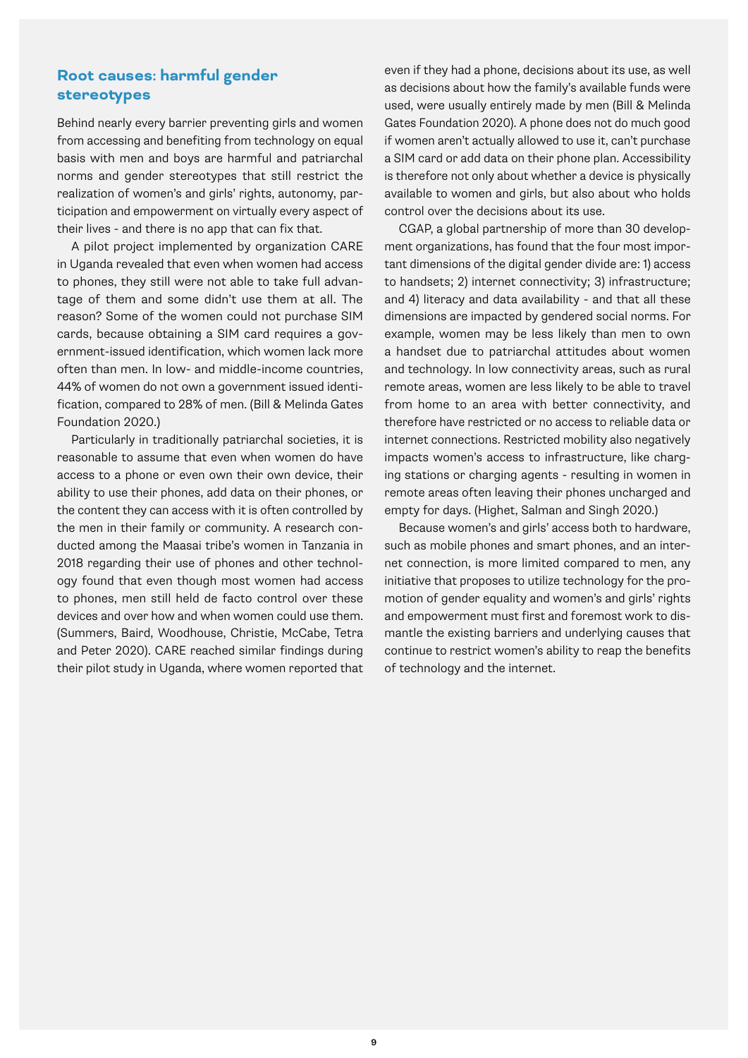## Root causes: harmful gender stereotypes

Behind nearly every barrier preventing girls and women from accessing and benefiting from technology on equal basis with men and boys are harmful and patriarchal norms and gender stereotypes that still restrict the realization of women's and girls' rights, autonomy, participation and empowerment on virtually every aspect of their lives - and there is no app that can fix that.

A pilot project implemented by organization CARE in Uganda revealed that even when women had access to phones, they still were not able to take full advantage of them and some didn't use them at all. The reason? Some of the women could not purchase SIM cards, because obtaining a SIM card requires a government-issued identification, which women lack more often than men. In low- and middle-income countries, 44% of women do not own a government issued identification, compared to 28% of men. (Bill & Melinda Gates Foundation 2020.)

Particularly in traditionally patriarchal societies, it is reasonable to assume that even when women do have access to a phone or even own their own device, their ability to use their phones, add data on their phones, or the content they can access with it is often controlled by the men in their family or community. A research conducted among the Maasai tribe's women in Tanzania in 2018 regarding their use of phones and other technology found that even though most women had access to phones, men still held de facto control over these devices and over how and when women could use them. (Summers, Baird, Woodhouse, Christie, McCabe, Tetra and Peter 2020). CARE reached similar findings during their pilot study in Uganda, where women reported that even if they had a phone, decisions about its use, as well as decisions about how the family's available funds were used, were usually entirely made by men (Bill & Melinda Gates Foundation 2020). A phone does not do much good if women aren't actually allowed to use it, can't purchase a SIM card or add data on their phone plan. Accessibility is therefore not only about whether a device is physically available to women and girls, but also about who holds control over the decisions about its use.

CGAP, a global partnership of more than 30 development organizations, has found that the four most important dimensions of the digital gender divide are: 1) access to handsets; 2) internet connectivity; 3) infrastructure; and 4) literacy and data availability - and that all these dimensions are impacted by gendered social norms. For example, women may be less likely than men to own a handset due to patriarchal attitudes about women and technology. In low connectivity areas, such as rural remote areas, women are less likely to be able to travel from home to an area with better connectivity, and therefore have restricted or no access to reliable data or internet connections. Restricted mobility also negatively impacts women's access to infrastructure, like charging stations or charging agents - resulting in women in remote areas often leaving their phones uncharged and empty for days. (Highet, Salman and Singh 2020.)

Because women's and girls' access both to hardware, such as mobile phones and smart phones, and an internet connection, is more limited compared to men, any initiative that proposes to utilize technology for the promotion of gender equality and women's and girls' rights and empowerment must first and foremost work to dismantle the existing barriers and underlying causes that continue to restrict women's ability to reap the benefits of technology and the internet.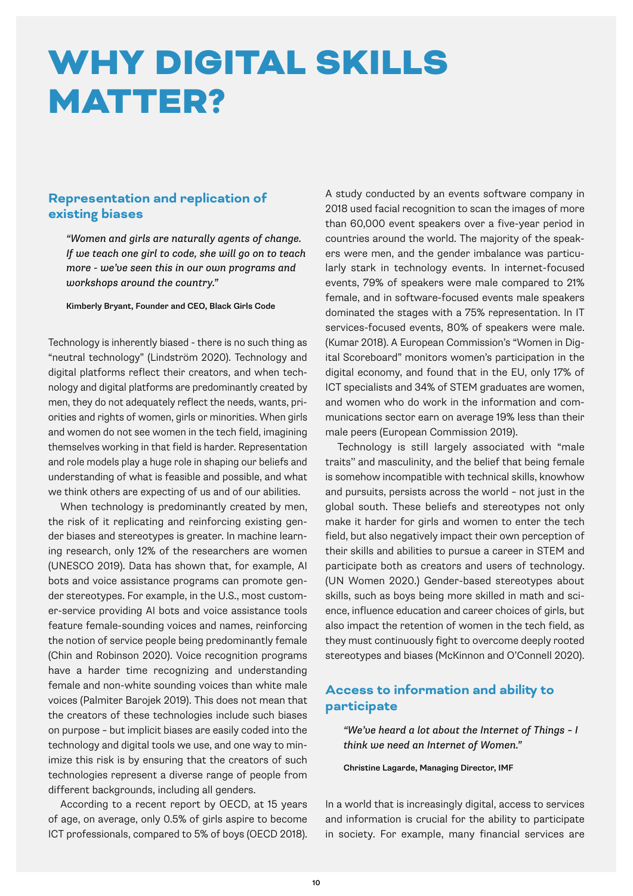# WHY DIGITAL SKILLS MATTER?

## Representation and replication of existing biases

> *"Women and girls are naturally agents of change. If we teach one girl to code, she will go on to teach more - we've seen this in our own programs and workshops around the country."*
>
> **Kimberly Bryant, Founder and CEO, Black Girls Code**

Technology is inherently biased - there is no such thing as "neutral technology" (Lindström 2020). Technology and digital platforms reflect their creators, and when technology and digital platforms are predominantly created by men, they do not adequately reflect the needs, wants, priorities and rights of women, girls or minorities. When girls and women do not see women in the tech field, imagining themselves working in that field is harder. Representation and role models play a huge role in shaping our beliefs and understanding of what is feasible and possible, and what we think others are expecting of us and of our abilities.

When technology is predominantly created by men, the risk of it replicating and reinforcing existing gender biases and stereotypes is greater. In machine learning research, only 12% of the researchers are women (UNESCO 2019). Data has shown that, for example, AI bots and voice assistance programs can promote gender stereotypes. For example, in the U.S., most customer-service providing AI bots and voice assistance tools feature female-sounding voices and names, reinforcing the notion of service people being predominantly female (Chin and Robinson 2020). Voice recognition programs have a harder time recognizing and understanding female and non-white sounding voices than white male voices (Palmiter Barojek 2019). This does not mean that the creators of these technologies include such biases on purpose – but implicit biases are easily coded into the technology and digital tools we use, and one way to minimize this risk is by ensuring that the creators of such technologies represent a diverse range of people from different backgrounds, including all genders.

According to a recent report by OECD, at 15 years of age, on average, only 0.5% of girls aspire to become ICT professionals, compared to 5% of boys (OECD 2018). A study conducted by an events software company in 2018 used facial recognition to scan the images of more than 60,000 event speakers over a five-year period in countries around the world. The majority of the speakers were men, and the gender imbalance was particularly stark in technology events. In internet-focused events, 79% of speakers were male compared to 21% female, and in software-focused events male speakers dominated the stages with a 75% representation. In IT services-focused events, 80% of speakers were male. (Kumar 2018). A European Commission's "Women in Digital Scoreboard" monitors women's participation in the digital economy, and found that in the EU, only 17% of ICT specialists and 34% of STEM graduates are women, and women who do work in the information and communications sector earn on average 19% less than their male peers (European Commission 2019).

Technology is still largely associated with "male traits" and masculinity, and the belief that being female is somehow incompatible with technical skills, knowhow and pursuits, persists across the world – not just in the global south. These beliefs and stereotypes not only make it harder for girls and women to enter the tech field, but also negatively impact their own perception of their skills and abilities to pursue a career in STEM and participate both as creators and users of technology. (UN Women 2020.) Gender-based stereotypes about skills, such as boys being more skilled in math and science, influence education and career choices of girls, but also impact the retention of women in the tech field, as they must continuously fight to overcome deeply rooted stereotypes and biases (McKinnon and O'Connell 2020).

## Access to information and ability to participate

> *"We've heard a lot about the Internet of Things – I think we need an Internet of Women."*
>
> **Christine Lagarde, Managing Director, IMF**

In a world that is increasingly digital, access to services and information is crucial for the ability to participate in society. For example, many financial services are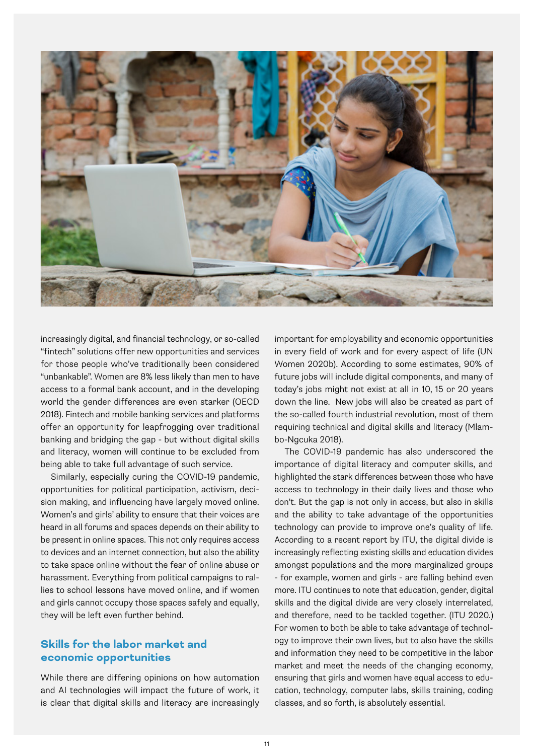increasingly digital, and financial technology, or so-called "fintech" solutions offer new opportunities and services for those people who've traditionally been considered "unbankable". Women are 8% less likely than men to have access to a formal bank account, and in the developing world the gender differences are even starker (OECD 2018). Fintech and mobile banking services and platforms offer an opportunity for leapfrogging over traditional banking and bridging the gap - but without digital skills and literacy, women will continue to be excluded from being able to take full advantage of such service.

Similarly, especially curing the COVID-19 pandemic, opportunities for political participation, activism, decision making, and influencing have largely moved online. Women's and girls' ability to ensure that their voices are heard in all forums and spaces depends on their ability to be present in online spaces. This not only requires access to devices and an internet connection, but also the ability to take space online without the fear of online abuse or harassment. Everything from political campaigns to rallies to school lessons have moved online, and if women and girls cannot occupy those spaces safely and equally, they will be left even further behind.

## Skills for the labor market and economic opportunities

While there are differing opinions on how automation and AI technologies will impact the future of work, it is clear that digital skills and literacy are increasingly important for employability and economic opportunities in every field of work and for every aspect of life (UN Women 2020b). According to some estimates, 90% of future jobs will include digital components, and many of today's jobs might not exist at all in 10, 15 or 20 years down the line. New jobs will also be created as part of the so-called fourth industrial revolution, most of them requiring technical and digital skills and literacy (Mlambo-Ngcuka 2018).

The COVID-19 pandemic has also underscored the importance of digital literacy and computer skills, and highlighted the stark differences between those who have access to technology in their daily lives and those who don't. But the gap is not only in access, but also in skills and the ability to take advantage of the opportunities technology can provide to improve one's quality of life. According to a recent report by ITU, the digital divide is increasingly reflecting existing skills and education divides amongst populations and the more marginalized groups - for example, women and girls - are falling behind even more. ITU continues to note that education, gender, digital skills and the digital divide are very closely interrelated, and therefore, need to be tackled together. (ITU 2020.) For women to both be able to take advantage of technology to improve their own lives, but to also have the skills and information they need to be competitive in the labor market and meet the needs of the changing economy, ensuring that girls and women have equal access to education, technology, computer labs, skills training, coding classes, and so forth, is absolutely essential.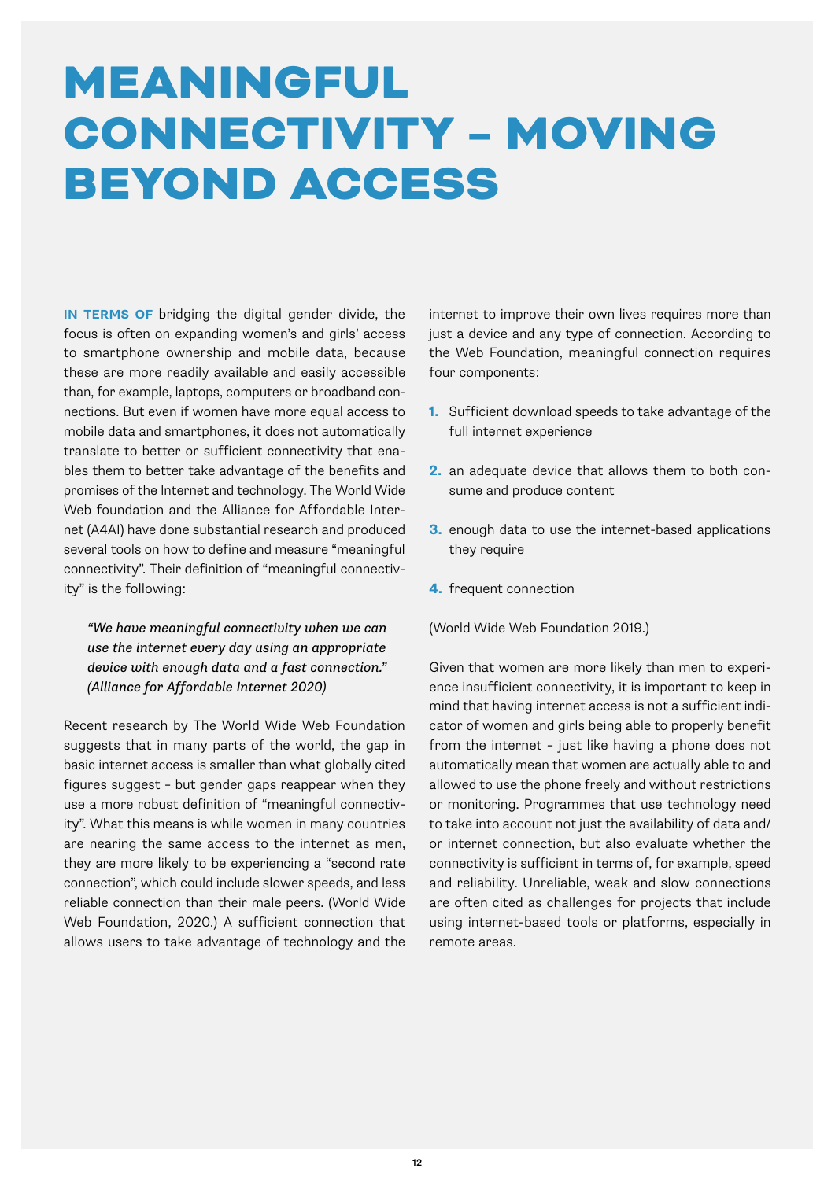# MEANINGFUL CONNECTIVITY – MOVING BEYOND ACCESS

**IN TERMS OF** bridging the digital gender divide, the focus is often on expanding women's and girls' access to smartphone ownership and mobile data, because these are more readily available and easily accessible than, for example, laptops, computers or broadband connections. But even if women have more equal access to mobile data and smartphones, it does not automatically translate to better or sufficient connectivity that enables them to better take advantage of the benefits and promises of the Internet and technology. The World Wide Web foundation and the Alliance for Affordable Internet (A4AI) have done substantial research and produced several tools on how to define and measure "meaningful connectivity". Their definition of "meaningful connectivity" is the following:

> *"We have meaningful connectivity when we can use the internet every day using an appropriate device with enough data and a fast connection." (Alliance for Affordable Internet 2020)*

Recent research by The World Wide Web Foundation suggests that in many parts of the world, the gap in basic internet access is smaller than what globally cited figures suggest – but gender gaps reappear when they use a more robust definition of "meaningful connectivity". What this means is while women in many countries are nearing the same access to the internet as men, they are more likely to be experiencing a "second rate connection", which could include slower speeds, and less reliable connection than their male peers. (World Wide Web Foundation, 2020.) A sufficient connection that allows users to take advantage of technology and the internet to improve their own lives requires more than just a device and any type of connection. According to the Web Foundation, meaningful connection requires four components:

1. Sufficient download speeds to take advantage of the full internet experience
2. an adequate device that allows them to both consume and produce content
3. enough data to use the internet-based applications they require
4. frequent connection

(World Wide Web Foundation 2019.)

Given that women are more likely than men to experience insufficient connectivity, it is important to keep in mind that having internet access is not a sufficient indicator of women and girls being able to properly benefit from the internet – just like having a phone does not automatically mean that women are actually able to and allowed to use the phone freely and without restrictions or monitoring. Programmes that use technology need to take into account not just the availability of data and/or internet connection, but also evaluate whether the connectivity is sufficient in terms of, for example, speed and reliability. Unreliable, weak and slow connections are often cited as challenges for projects that include using internet-based tools or platforms, especially in remote areas.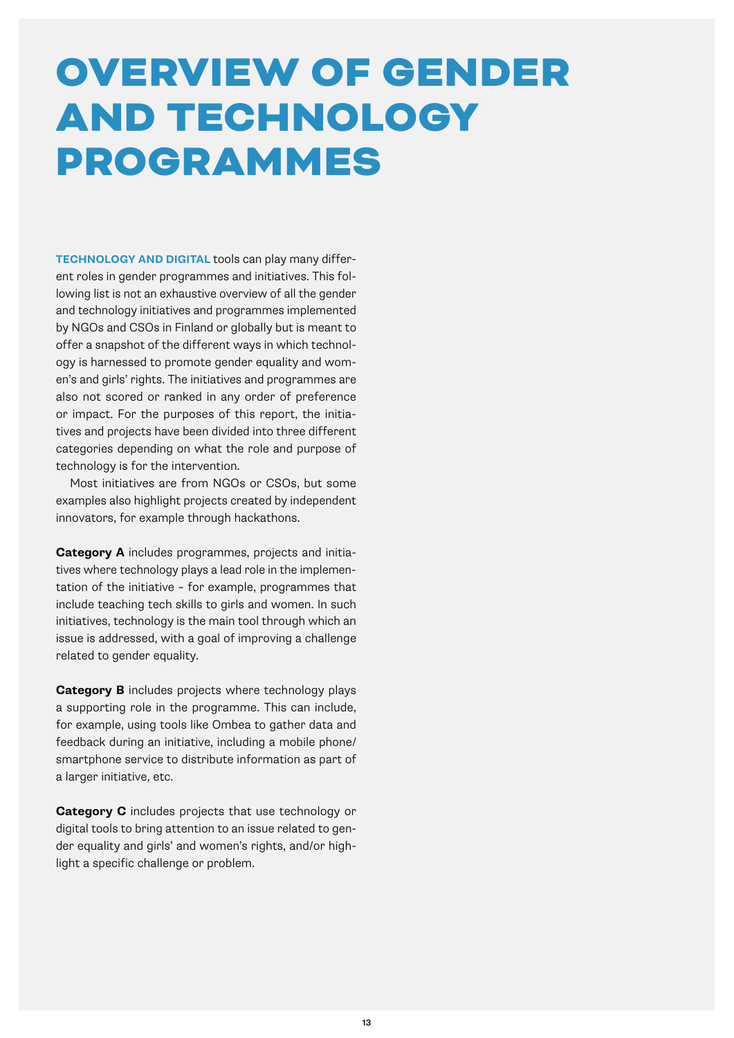# OVERVIEW OF GENDER AND TECHNOLOGY PROGRAMMES

**TECHNOLOGY AND DIGITAL** tools can play many different roles in gender programmes and initiatives. This following list is not an exhaustive overview of all the gender and technology initiatives and programmes implemented by NGOs and CSOs in Finland or globally but is meant to offer a snapshot of the different ways in which technology is harnessed to promote gender equality and women's and girls' rights. The initiatives and programmes are also not scored or ranked in any order of preference or impact. For the purposes of this report, the initiatives and projects have been divided into three different categories depending on what the role and purpose of technology is for the intervention.

Most initiatives are from NGOs or CSOs, but some examples also highlight projects created by independent innovators, for example through hackathons.

**Category A** includes programmes, projects and initiatives where technology plays a lead role in the implementation of the initiative – for example, programmes that include teaching tech skills to girls and women. In such initiatives, technology is the main tool through which an issue is addressed, with a goal of improving a challenge related to gender equality.

**Category B** includes projects where technology plays a supporting role in the programme. This can include, for example, using tools like Ombea to gather data and feedback during an initiative, including a mobile phone/smartphone service to distribute information as part of a larger initiative, etc.

**Category C** includes projects that use technology or digital tools to bring attention to an issue related to gender equality and girls' and women's rights, and/or highlight a specific challenge or problem.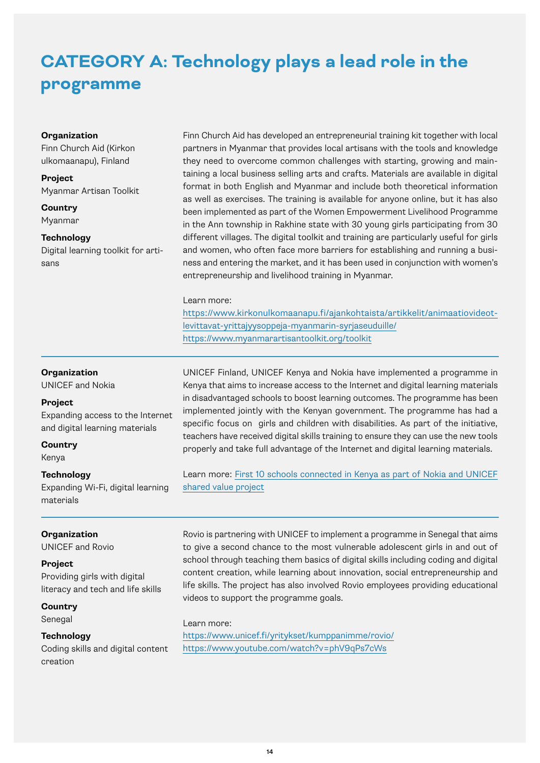# CATEGORY A: Technology plays a lead role in the programme

**Organization**
Finn Church Aid (Kirkon ulkomaanapu), Finland

**Project**
Myanmar Artisan Toolkit

**Country**
Myanmar

**Technology**
Digital learning toolkit for artisans

Finn Church Aid has developed an entrepreneurial training kit together with local partners in Myanmar that provides local artisans with the tools and knowledge they need to overcome common challenges with starting, growing and maintaining a local business selling arts and crafts. Materials are available in digital format in both English and Myanmar and include both theoretical information as well as exercises. The training is available for anyone online, but it has also been implemented as part of the Women Empowerment Livelihood Programme in the Ann township in Rakhine state with 30 young girls participating from 30 different villages. The digital toolkit and training are particularly useful for girls and women, who often face more barriers for establishing and running a business and entering the market, and it has been used in conjunction with women's entrepreneurship and livelihood training in Myanmar.

Learn more:
https://www.kirkonulkomaanapu.fi/ajankohtaista/artikkelit/animaatiovideot-levittavat-yrittajyysoppeja-myanmarin-syrjaseuduille/
https://www.myanmarartisantoolkit.org/toolkit

---

**Organization**
UNICEF and Nokia

**Project**
Expanding access to the Internet and digital learning materials

**Country**
Kenya

**Technology**
Expanding Wi-Fi, digital learning materials

UNICEF Finland, UNICEF Kenya and Nokia have implemented a programme in Kenya that aims to increase access to the Internet and digital learning materials in disadvantaged schools to boost learning outcomes. The programme has been implemented jointly with the Kenyan government. The programme has had a specific focus on girls and children with disabilities. As part of the initiative, teachers have received digital skills training to ensure they can use the new tools properly and take full advantage of the Internet and digital learning materials.

Learn more: First 10 schools connected in Kenya as part of Nokia and UNICEF shared value project

---

**Organization**
UNICEF and Rovio

**Project**
Providing girls with digital literacy and tech and life skills

**Country**
Senegal

**Technology**
Coding skills and digital content creation

Rovio is partnering with UNICEF to implement a programme in Senegal that aims to give a second chance to the most vulnerable adolescent girls in and out of school through teaching them basics of digital skills including coding and digital content creation, while learning about innovation, social entrepreneurship and life skills. The project has also involved Rovio employees providing educational videos to support the programme goals.

Learn more:
https://www.unicef.fi/yritykset/kumppanimme/rovio/
https://www.youtube.com/watch?v=phV9qPs7cWs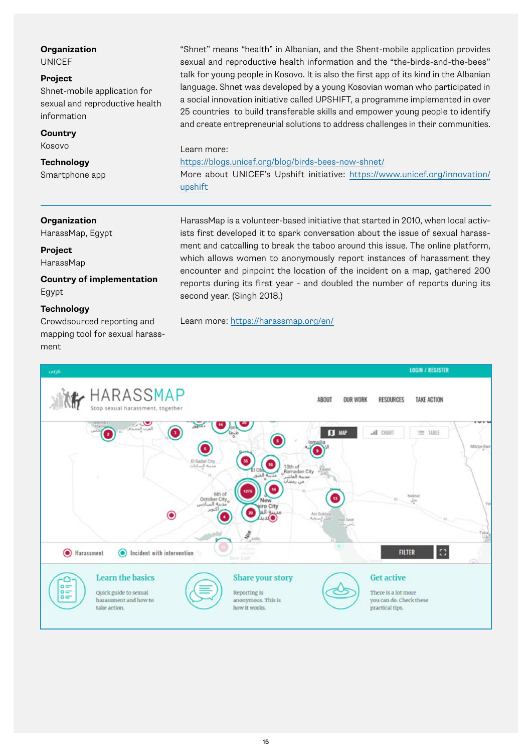**Organization**
UNICEF

**Project**
Shnet-mobile application for sexual and reproductive health information

**Country**
Kosovo

**Technology**
Smartphone app

"Shnet" means "health" in Albanian, and the Shent-mobile application provides sexual and reproductive health information and the "the-birds-and-the-bees" talk for young people in Kosovo. It is also the first app of its kind in the Albanian language. Shnet was developed by a young Kosovian woman who participated in a social innovation initiative called UPSHIFT, a programme implemented in over 25 countries to build transferable skills and empower young people to identify and create entrepreneurial solutions to address challenges in their communities.

Learn more:
https://blogs.unicef.org/blog/birds-bees-now-shnet/
More about UNICEF's Upshift initiative: https://www.unicef.org/innovation/upshift

---

**Organization**
HarassMap, Egypt

**Project**
HarassMap

**Country of implementation**
Egypt

**Technology**
Crowdsourced reporting and mapping tool for sexual harassment

HarassMap is a volunteer-based initiative that started in 2010, when local activists first developed it to spark conversation about the issue of sexual harassment and catcalling to break the taboo around this issue. The online platform, which allows women to anonymously report instances of harassment they encounter and pinpoint the location of the incident on a map, gathered 200 reports during its first year - and doubled the number of reports during its second year. (Singh 2018.)

Learn more: https://harassmap.org/en/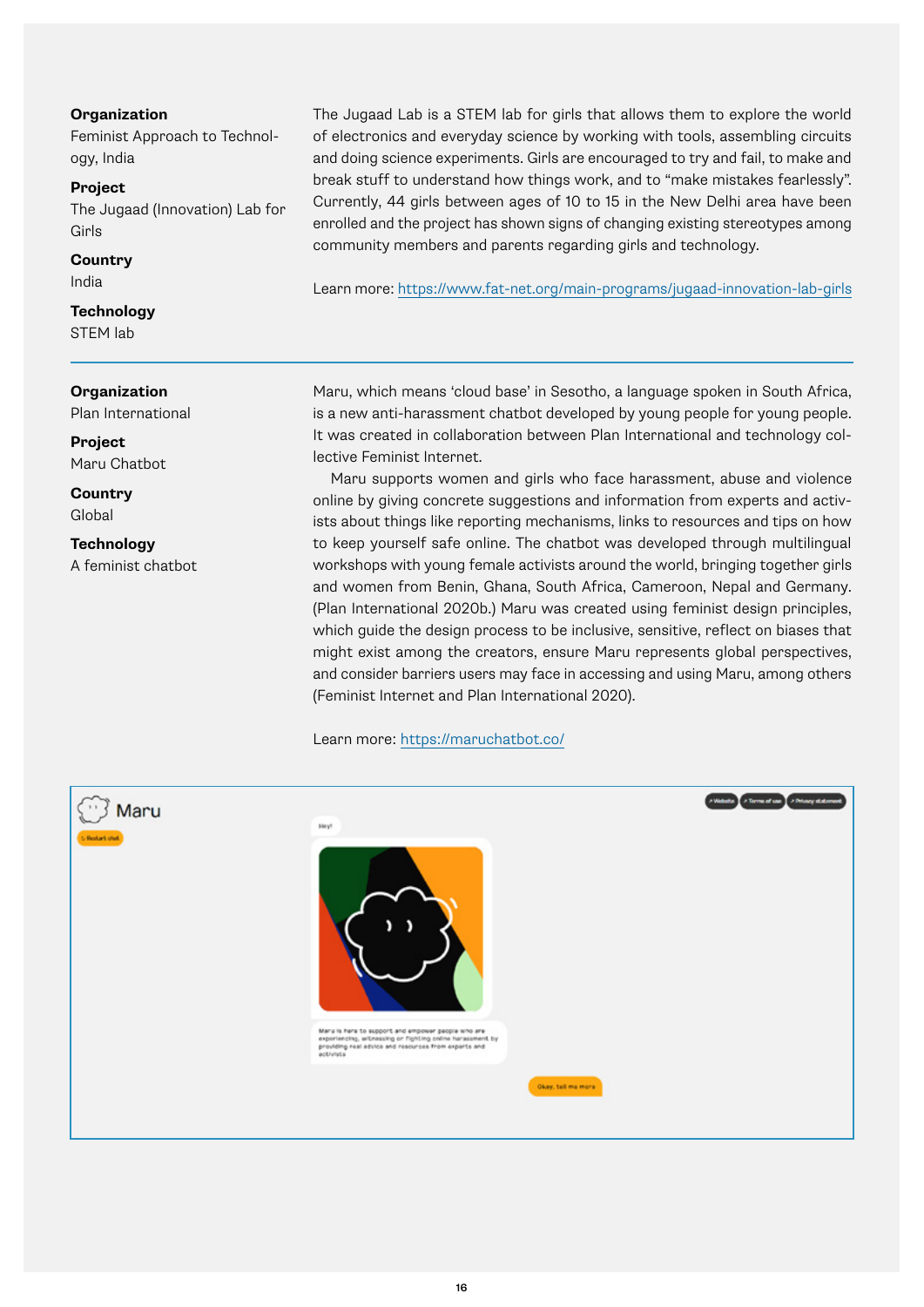**Organization**
Feminist Approach to Technology, India

**Project**
The Jugaad (Innovation) Lab for Girls

**Country**
India

**Technology**
STEM lab

The Jugaad Lab is a STEM lab for girls that allows them to explore the world of electronics and everyday science by working with tools, assembling circuits and doing science experiments. Girls are encouraged to try and fail, to make and break stuff to understand how things work, and to "make mistakes fearlessly". Currently, 44 girls between ages of 10 to 15 in the New Delhi area have been enrolled and the project has shown signs of changing existing stereotypes among community members and parents regarding girls and technology.

Learn more: https://www.fat-net.org/main-programs/jugaad-innovation-lab-girls

---

**Organization**
Plan International

**Project**
Maru Chatbot

**Country**
Global

**Technology**
A feminist chatbot

Maru, which means 'cloud base' in Sesotho, a language spoken in South Africa, is a new anti-harassment chatbot developed by young people for young people. It was created in collaboration between Plan International and technology collective Feminist Internet.

Maru supports women and girls who face harassment, abuse and violence online by giving concrete suggestions and information from experts and activists about things like reporting mechanisms, links to resources and tips on how to keep yourself safe online. The chatbot was developed through multilingual workshops with young female activists around the world, bringing together girls and women from Benin, Ghana, South Africa, Cameroon, Nepal and Germany. (Plan International 2020b.) Maru was created using feminist design principles, which guide the design process to be inclusive, sensitive, reflect on biases that might exist among the creators, ensure Maru represents global perspectives, and consider barriers users may face in accessing and using Maru, among others (Feminist Internet and Plan International 2020).

Learn more: https://maruchatbot.co/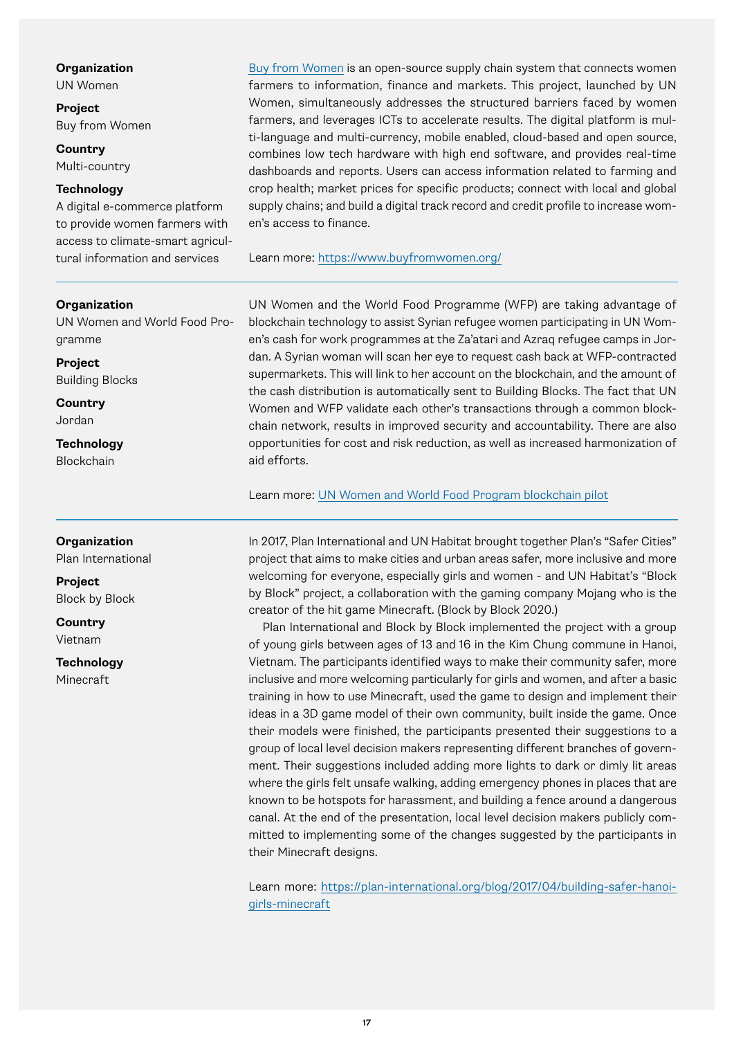**Organization**
UN Women

**Project**
Buy from Women

**Country**
Multi-country

**Technology**
A digital e-commerce platform to provide women farmers with access to climate-smart agricultural information and services

Buy from Women is an open-source supply chain system that connects women farmers to information, finance and markets. This project, launched by UN Women, simultaneously addresses the structured barriers faced by women farmers, and leverages ICTs to accelerate results. The digital platform is multi-language and multi-currency, mobile enabled, cloud-based and open source, combines low tech hardware with high end software, and provides real-time dashboards and reports. Users can access information related to farming and crop health; market prices for specific products; connect with local and global supply chains; and build a digital track record and credit profile to increase women's access to finance.

Learn more: https://www.buyfromwomen.org/

---

**Organization**
UN Women and World Food Programme

**Project**
Building Blocks

**Country**
Jordan

**Technology**
Blockchain

UN Women and the World Food Programme (WFP) are taking advantage of blockchain technology to assist Syrian refugee women participating in UN Women's cash for work programmes at the Za'atari and Azraq refugee camps in Jordan. A Syrian woman will scan her eye to request cash back at WFP-contracted supermarkets. This will link to her account on the blockchain, and the amount of the cash distribution is automatically sent to Building Blocks. The fact that UN Women and WFP validate each other's transactions through a common blockchain network, results in improved security and accountability. There are also opportunities for cost and risk reduction, as well as increased harmonization of aid efforts.

Learn more: UN Women and World Food Program blockchain pilot

---

**Organization**
Plan International

**Project**
Block by Block

**Country**
Vietnam

**Technology**
Minecraft

In 2017, Plan International and UN Habitat brought together Plan's "Safer Cities" project that aims to make cities and urban areas safer, more inclusive and more welcoming for everyone, especially girls and women - and UN Habitat's "Block by Block" project, a collaboration with the gaming company Mojang who is the creator of the hit game Minecraft. (Block by Block 2020.)

Plan International and Block by Block implemented the project with a group of young girls between ages of 13 and 16 in the Kim Chung commune in Hanoi, Vietnam. The participants identified ways to make their community safer, more inclusive and more welcoming particularly for girls and women, and after a basic training in how to use Minecraft, used the game to design and implement their ideas in a 3D game model of their own community, built inside the game. Once their models were finished, the participants presented their suggestions to a group of local level decision makers representing different branches of government. Their suggestions included adding more lights to dark or dimly lit areas where the girls felt unsafe walking, adding emergency phones in places that are known to be hotspots for harassment, and building a fence around a dangerous canal. At the end of the presentation, local level decision makers publicly committed to implementing some of the changes suggested by the participants in their Minecraft designs.

Learn more: https://plan-international.org/blog/2017/04/building-safer-hanoi-girls-minecraft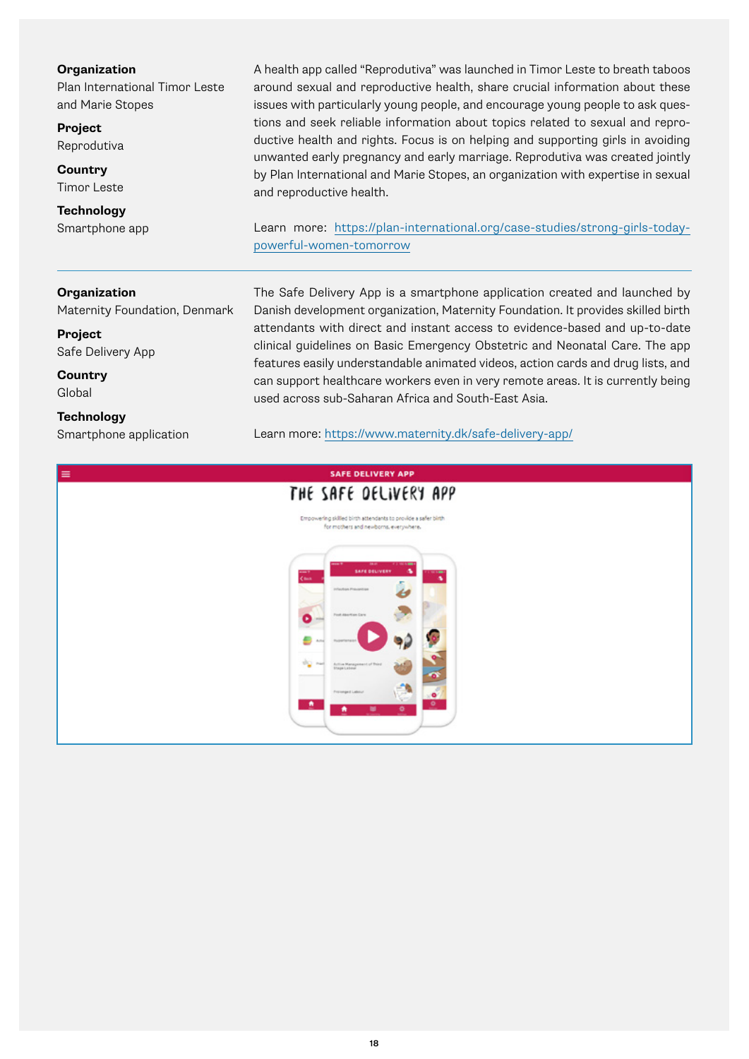**Organization**
Plan International Timor Leste and Marie Stopes

**Project**
Reprodutiva

**Country**
Timor Leste

**Technology**
Smartphone app

A health app called "Reprodutiva" was launched in Timor Leste to breath taboos around sexual and reproductive health, share crucial information about these issues with particularly young people, and encourage young people to ask questions and seek reliable information about topics related to sexual and reproductive health and rights. Focus is on helping and supporting girls in avoiding unwanted early pregnancy and early marriage. Reprodutiva was created jointly by Plan International and Marie Stopes, an organization with expertise in sexual and reproductive health.

Learn more: https://plan-international.org/case-studies/strong-girls-today-powerful-women-tomorrow

---

**Organization**
Maternity Foundation, Denmark

**Project**
Safe Delivery App

**Country**
Global

**Technology**
Smartphone application

The Safe Delivery App is a smartphone application created and launched by Danish development organization, Maternity Foundation. It provides skilled birth attendants with direct and instant access to evidence-based and up-to-date clinical guidelines on Basic Emergency Obstetric and Neonatal Care. The app features easily understandable animated videos, action cards and drug lists, and can support healthcare workers even in very remote areas. It is currently being used across sub-Saharan Africa and South-East Asia.

Learn more: https://www.maternity.dk/safe-delivery-app/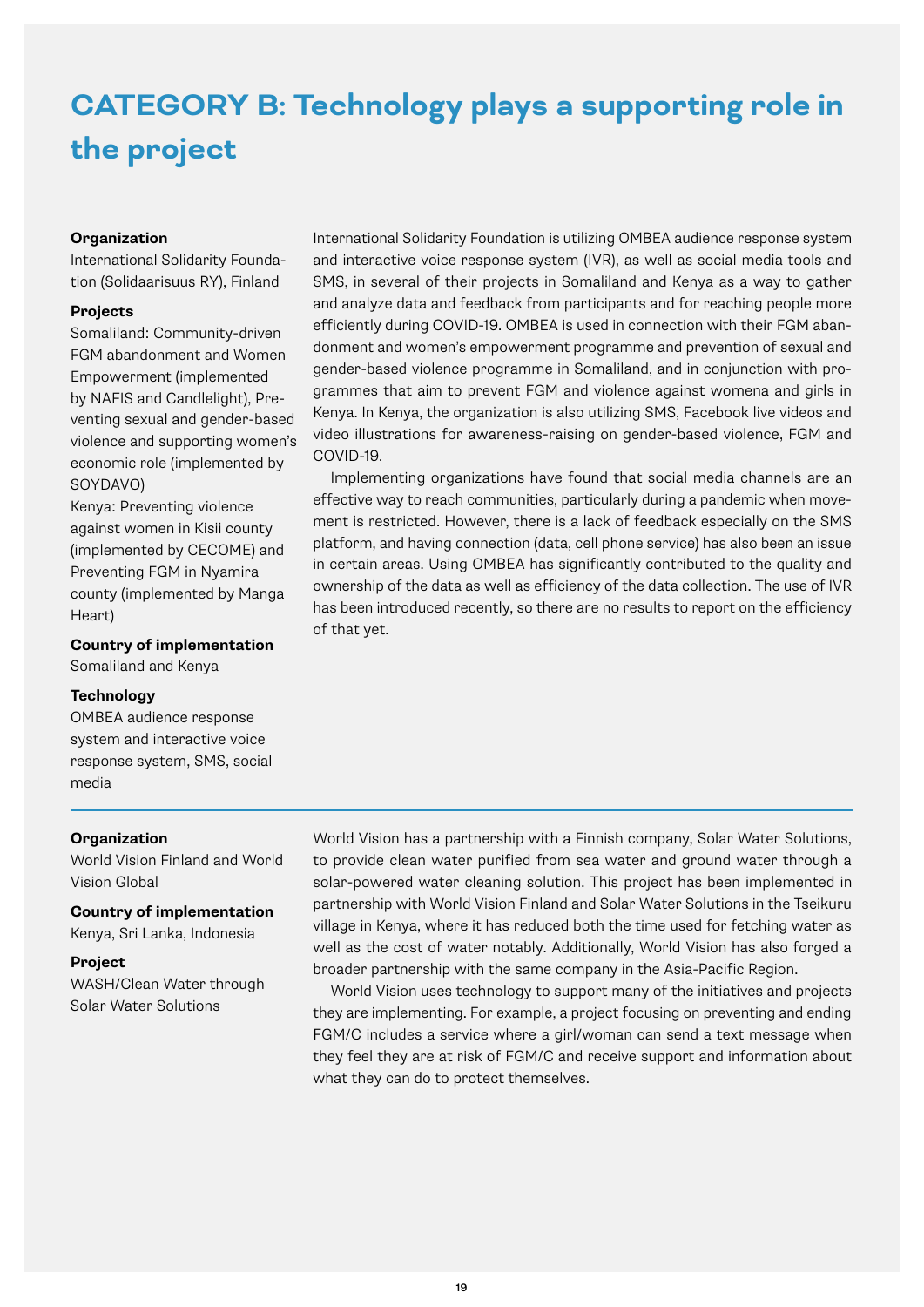# CATEGORY B: Technology plays a supporting role in the project

**Organization**

International Solidarity Foundation (Solidaarisuus RY), Finland

**Projects**

Somaliland: Community-driven FGM abandonment and Women Empowerment (implemented by NAFIS and Candlelight), Preventing sexual and gender-based violence and supporting women's economic role (implemented by SOYDAVO)

Kenya: Preventing violence against women in Kisii county (implemented by CECOME) and Preventing FGM in Nyamira county (implemented by Manga Heart)

**Country of implementation**

Somaliland and Kenya

**Technology**

OMBEA audience response system and interactive voice response system, SMS, social media

International Solidarity Foundation is utilizing OMBEA audience response system and interactive voice response system (IVR), as well as social media tools and SMS, in several of their projects in Somaliland and Kenya as a way to gather and analyze data and feedback from participants and for reaching people more efficiently during COVID-19. OMBEA is used in connection with their FGM abandonment and women's empowerment programme and prevention of sexual and gender-based violence programme in Somaliland, and in conjunction with programmes that aim to prevent FGM and violence against womena and girls in Kenya. In Kenya, the organization is also utilizing SMS, Facebook live videos and video illustrations for awareness-raising on gender-based violence, FGM and COVID-19.

Implementing organizations have found that social media channels are an effective way to reach communities, particularly during a pandemic when movement is restricted. However, there is a lack of feedback especially on the SMS platform, and having connection (data, cell phone service) has also been an issue in certain areas. Using OMBEA has significantly contributed to the quality and ownership of the data as well as efficiency of the data collection. The use of IVR has been introduced recently, so there are no results to report on the efficiency of that yet.

---

**Organization**

World Vision Finland and World Vision Global

**Country of implementation**

Kenya, Sri Lanka, Indonesia

**Project**

WASH/Clean Water through Solar Water Solutions

World Vision has a partnership with a Finnish company, Solar Water Solutions, to provide clean water purified from sea water and ground water through a solar-powered water cleaning solution. This project has been implemented in partnership with World Vision Finland and Solar Water Solutions in the Tseikuru village in Kenya, where it has reduced both the time used for fetching water as well as the cost of water notably. Additionally, World Vision has also forged a broader partnership with the same company in the Asia-Pacific Region.

World Vision uses technology to support many of the initiatives and projects they are implementing. For example, a project focusing on preventing and ending FGM/C includes a service where a girl/woman can send a text message when they feel they are at risk of FGM/C and receive support and information about what they can do to protect themselves.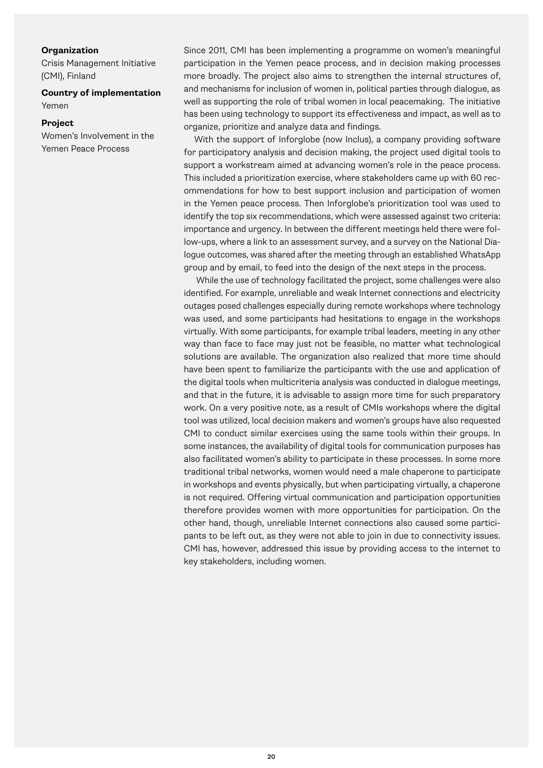**Organization**

Crisis Management Initiative (CMI), Finland

**Country of implementation**

Yemen

**Project**

Women's Involvement in the Yemen Peace Process

Since 2011, CMI has been implementing a programme on women's meaningful participation in the Yemen peace process, and in decision making processes more broadly. The project also aims to strengthen the internal structures of, and mechanisms for inclusion of women in, political parties through dialogue, as well as supporting the role of tribal women in local peacemaking. The initiative has been using technology to support its effectiveness and impact, as well as to organize, prioritize and analyze data and findings.

With the support of Inforglobe (now Inclus), a company providing software for participatory analysis and decision making, the project used digital tools to support a workstream aimed at advancing women's role in the peace process. This included a prioritization exercise, where stakeholders came up with 60 recommendations for how to best support inclusion and participation of women in the Yemen peace process. Then Inforglobe's prioritization tool was used to identify the top six recommendations, which were assessed against two criteria: importance and urgency. In between the different meetings held there were follow-ups, where a link to an assessment survey, and a survey on the National Dialogue outcomes, was shared after the meeting through an established WhatsApp group and by email, to feed into the design of the next steps in the process.

While the use of technology facilitated the project, some challenges were also identified. For example, unreliable and weak Internet connections and electricity outages posed challenges especially during remote workshops where technology was used, and some participants had hesitations to engage in the workshops virtually. With some participants, for example tribal leaders, meeting in any other way than face to face may just not be feasible, no matter what technological solutions are available. The organization also realized that more time should have been spent to familiarize the participants with the use and application of the digital tools when multicriteria analysis was conducted in dialogue meetings, and that in the future, it is advisable to assign more time for such preparatory work. On a very positive note, as a result of CMIs workshops where the digital tool was utilized, local decision makers and women's groups have also requested CMI to conduct similar exercises using the same tools within their groups. In some instances, the availability of digital tools for communication purposes has also facilitated women's ability to participate in these processes. In some more traditional tribal networks, women would need a male chaperone to participate in workshops and events physically, but when participating virtually, a chaperone is not required. Offering virtual communication and participation opportunities therefore provides women with more opportunities for participation. On the other hand, though, unreliable Internet connections also caused some participants to be left out, as they were not able to join in due to connectivity issues. CMI has, however, addressed this issue by providing access to the internet to key stakeholders, including women.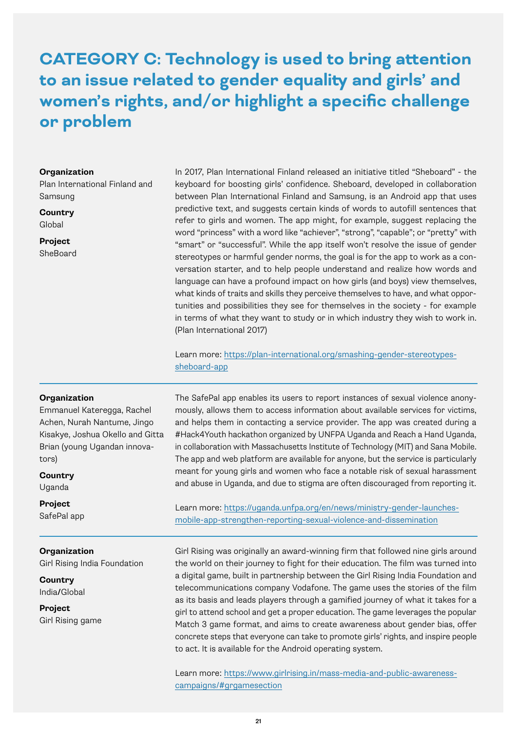# CATEGORY C: Technology is used to bring attention to an issue related to gender equality and girls' and women's rights, and/or highlight a specific challenge or problem

**Organization**
Plan International Finland and Samsung

**Country**
Global

**Project**
SheBoard

In 2017, Plan International Finland released an initiative titled "Sheboard" - the keyboard for boosting girls' confidence. Sheboard, developed in collaboration between Plan International Finland and Samsung, is an Android app that uses predictive text, and suggests certain kinds of words to autofill sentences that refer to girls and women. The app might, for example, suggest replacing the word "princess" with a word like "achiever", "strong", "capable"; or "pretty" with "smart" or "successful". While the app itself won't resolve the issue of gender stereotypes or harmful gender norms, the goal is for the app to work as a conversation starter, and to help people understand and realize how words and language can have a profound impact on how girls (and boys) view themselves, what kinds of traits and skills they perceive themselves to have, and what opportunities and possibilities they see for themselves in the society - for example in terms of what they want to study or in which industry they wish to work in. (Plan International 2017)

Learn more: https://plan-international.org/smashing-gender-stereotypes-sheboard-app

---

**Organization**
Emmanuel Kateregga, Rachel Achen, Nurah Nantume, Jingo Kisakye, Joshua Okello and Gitta Brian (young Ugandan innovators)

**Country**
Uganda

**Project**
SafePal app

The SafePal app enables its users to report instances of sexual violence anonymously, allows them to access information about available services for victims, and helps them in contacting a service provider. The app was created during a #Hack4Youth hackathon organized by UNFPA Uganda and Reach a Hand Uganda, in collaboration with Massachusetts Institute of Technology (MIT) and Sana Mobile. The app and web platform are available for anyone, but the service is particularly meant for young girls and women who face a notable risk of sexual harassment and abuse in Uganda, and due to stigma are often discouraged from reporting it.

Learn more: https://uganda.unfpa.org/en/news/ministry-gender-launches-mobile-app-strengthen-reporting-sexual-violence-and-dissemination

---

**Organization**
Girl Rising India Foundation

**Country**
India/Global

**Project**
Girl Rising game

Girl Rising was originally an award-winning firm that followed nine girls around the world on their journey to fight for their education. The film was turned into a digital game, built in partnership between the Girl Rising India Foundation and telecommunications company Vodafone. The game uses the stories of the film as its basis and leads players through a gamified journey of what it takes for a girl to attend school and get a proper education. The game leverages the popular Match 3 game format, and aims to create awareness about gender bias, offer concrete steps that everyone can take to promote girls' rights, and inspire people to act. It is available for the Android operating system.

Learn more: https://www.girlrising.in/mass-media-and-public-awareness-campaigns/#grgamesection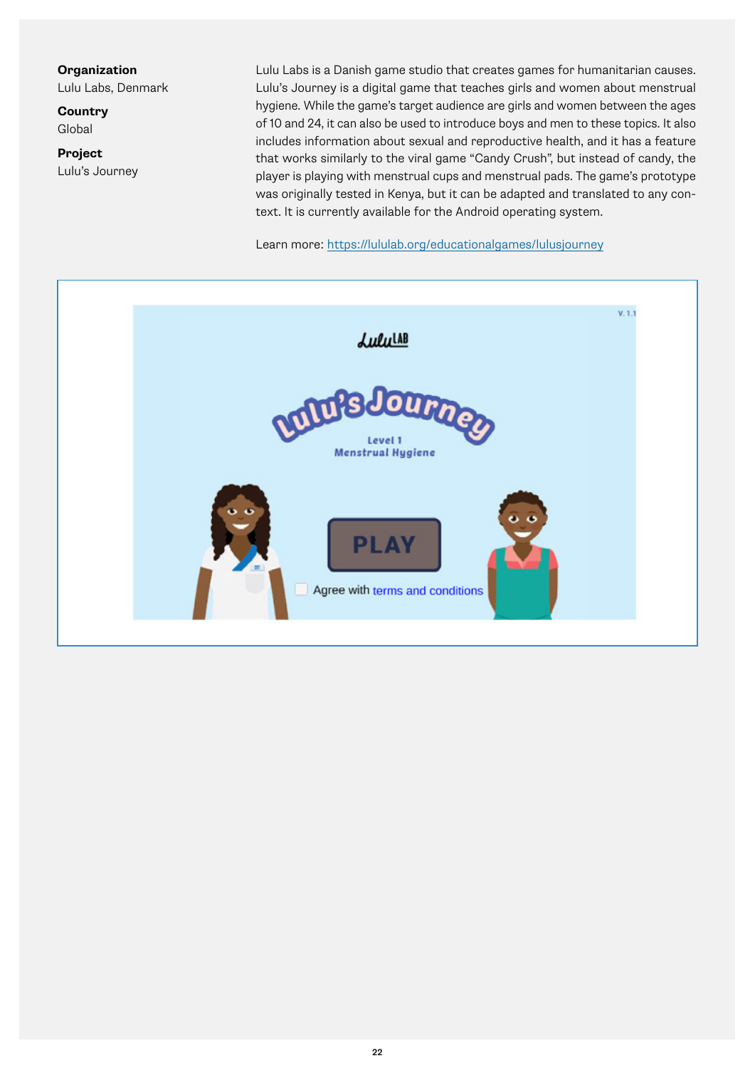**Organization**
Lulu Labs, Denmark

**Country**
Global

**Project**
Lulu's Journey

Lulu Labs is a Danish game studio that creates games for humanitarian causes. Lulu's Journey is a digital game that teaches girls and women about menstrual hygiene. While the game's target audience are girls and women between the ages of 10 and 24, it can also be used to introduce boys and men to these topics. It also includes information about sexual and reproductive health, and it has a feature that works similarly to the viral game "Candy Crush", but instead of candy, the player is playing with menstrual cups and menstrual pads. The game's prototype was originally tested in Kenya, but it can be adapted and translated to any context. It is currently available for the Android operating system.

Learn more: https://lululab.org/educationalgames/lulusjourney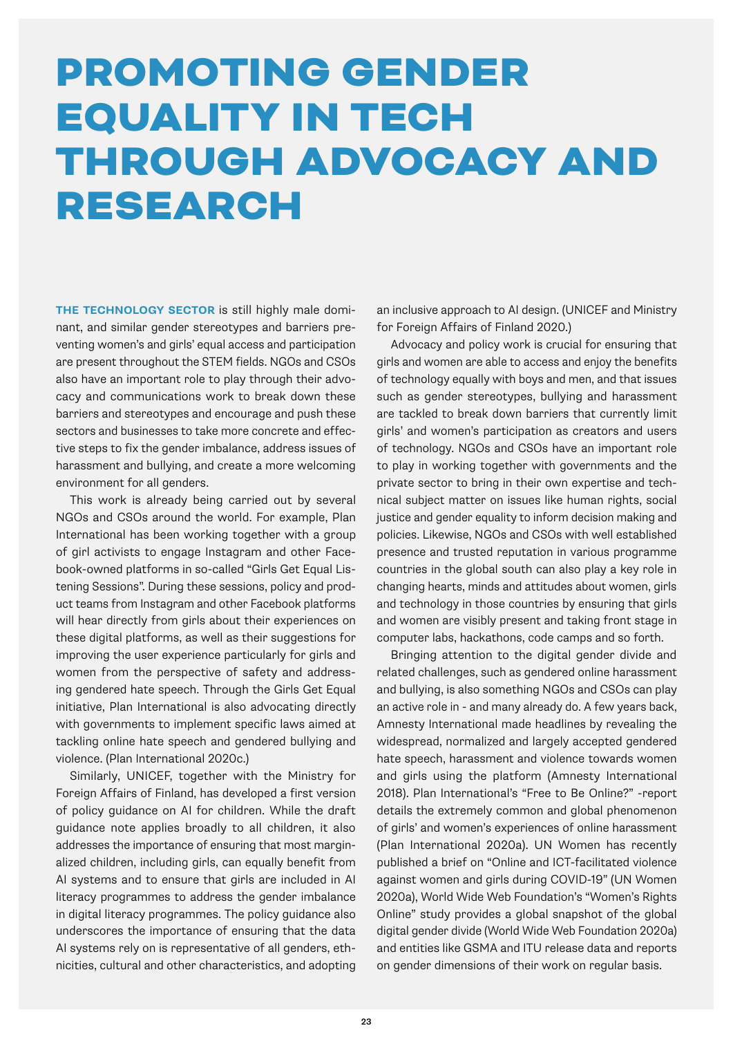# PROMOTING GENDER EQUALITY IN TECH THROUGH ADVOCACY AND RESEARCH

**THE TECHNOLOGY SECTOR** is still highly male dominant, and similar gender stereotypes and barriers preventing women's and girls' equal access and participation are present throughout the STEM fields. NGOs and CSOs also have an important role to play through their advocacy and communications work to break down these barriers and stereotypes and encourage and push these sectors and businesses to take more concrete and effective steps to fix the gender imbalance, address issues of harassment and bullying, and create a more welcoming environment for all genders.

This work is already being carried out by several NGOs and CSOs around the world. For example, Plan International has been working together with a group of girl activists to engage Instagram and other Facebook-owned platforms in so-called "Girls Get Equal Listening Sessions". During these sessions, policy and product teams from Instagram and other Facebook platforms will hear directly from girls about their experiences on these digital platforms, as well as their suggestions for improving the user experience particularly for girls and women from the perspective of safety and addressing gendered hate speech. Through the Girls Get Equal initiative, Plan International is also advocating directly with governments to implement specific laws aimed at tackling online hate speech and gendered bullying and violence. (Plan International 2020c.)

Similarly, UNICEF, together with the Ministry for Foreign Affairs of Finland, has developed a first version of policy guidance on AI for children. While the draft guidance note applies broadly to all children, it also addresses the importance of ensuring that most marginalized children, including girls, can equally benefit from AI systems and to ensure that girls are included in AI literacy programmes to address the gender imbalance in digital literacy programmes. The policy guidance also underscores the importance of ensuring that the data AI systems rely on is representative of all genders, ethnicities, cultural and other characteristics, and adopting an inclusive approach to AI design. (UNICEF and Ministry for Foreign Affairs of Finland 2020.)

Advocacy and policy work is crucial for ensuring that girls and women are able to access and enjoy the benefits of technology equally with boys and men, and that issues such as gender stereotypes, bullying and harassment are tackled to break down barriers that currently limit girls' and women's participation as creators and users of technology. NGOs and CSOs have an important role to play in working together with governments and the private sector to bring in their own expertise and technical subject matter on issues like human rights, social justice and gender equality to inform decision making and policies. Likewise, NGOs and CSOs with well established presence and trusted reputation in various programme countries in the global south can also play a key role in changing hearts, minds and attitudes about women, girls and technology in those countries by ensuring that girls and women are visibly present and taking front stage in computer labs, hackathons, code camps and so forth.

Bringing attention to the digital gender divide and related challenges, such as gendered online harassment and bullying, is also something NGOs and CSOs can play an active role in - and many already do. A few years back, Amnesty International made headlines by revealing the widespread, normalized and largely accepted gendered hate speech, harassment and violence towards women and girls using the platform (Amnesty International 2018). Plan International's "Free to Be Online?" -report details the extremely common and global phenomenon of girls' and women's experiences of online harassment (Plan International 2020a). UN Women has recently published a brief on "Online and ICT-facilitated violence against women and girls during COVID-19" (UN Women 2020a), World Wide Web Foundation's "Women's Rights Online" study provides a global snapshot of the global digital gender divide (World Wide Web Foundation 2020a) and entities like GSMA and ITU release data and reports on gender dimensions of their work on regular basis.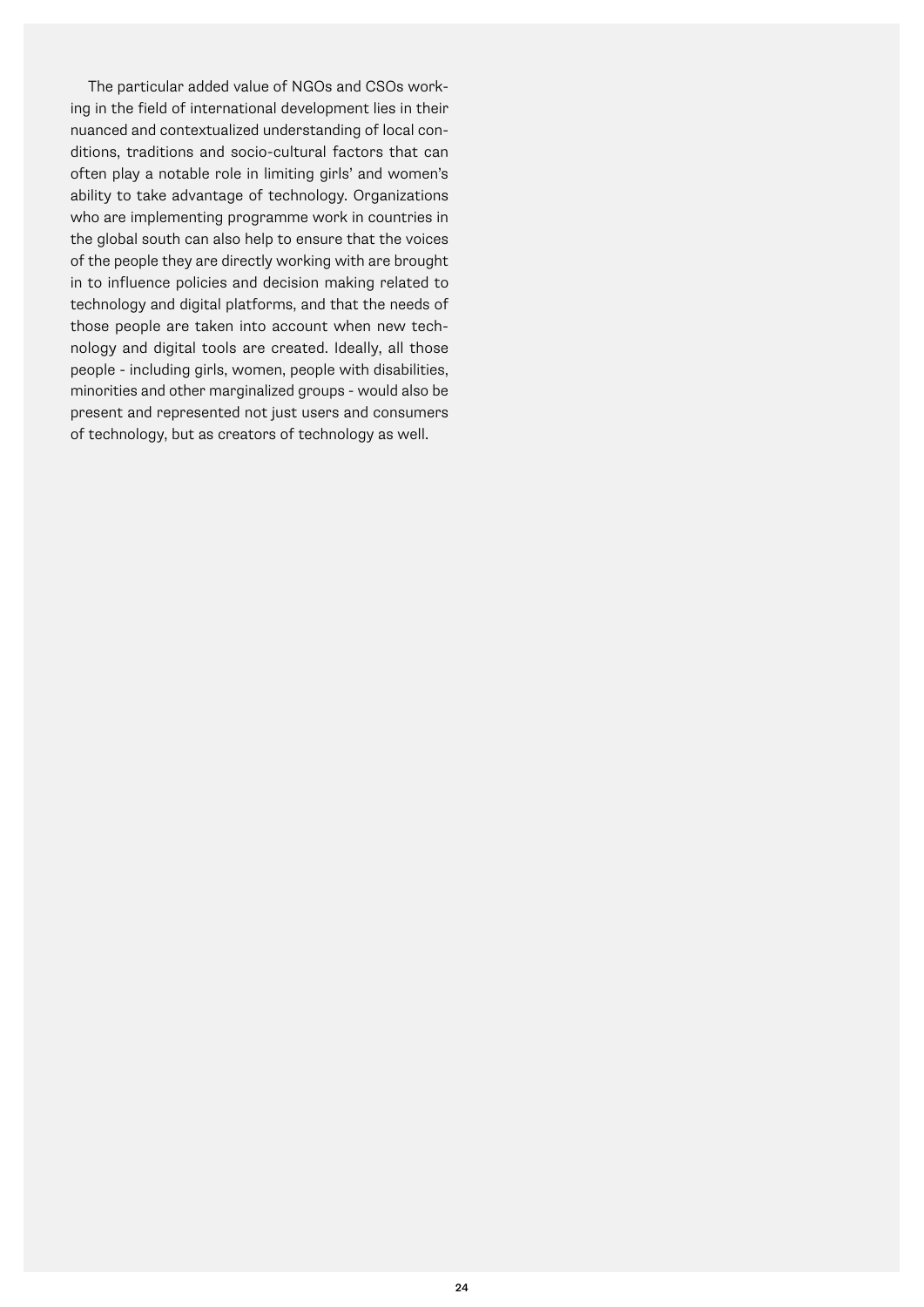The particular added value of NGOs and CSOs working in the field of international development lies in their nuanced and contextualized understanding of local conditions, traditions and socio-cultural factors that can often play a notable role in limiting girls' and women's ability to take advantage of technology. Organizations who are implementing programme work in countries in the global south can also help to ensure that the voices of the people they are directly working with are brought in to influence policies and decision making related to technology and digital platforms, and that the needs of those people are taken into account when new technology and digital tools are created. Ideally, all those people - including girls, women, people with disabilities, minorities and other marginalized groups - would also be present and represented not just users and consumers of technology, but as creators of technology as well.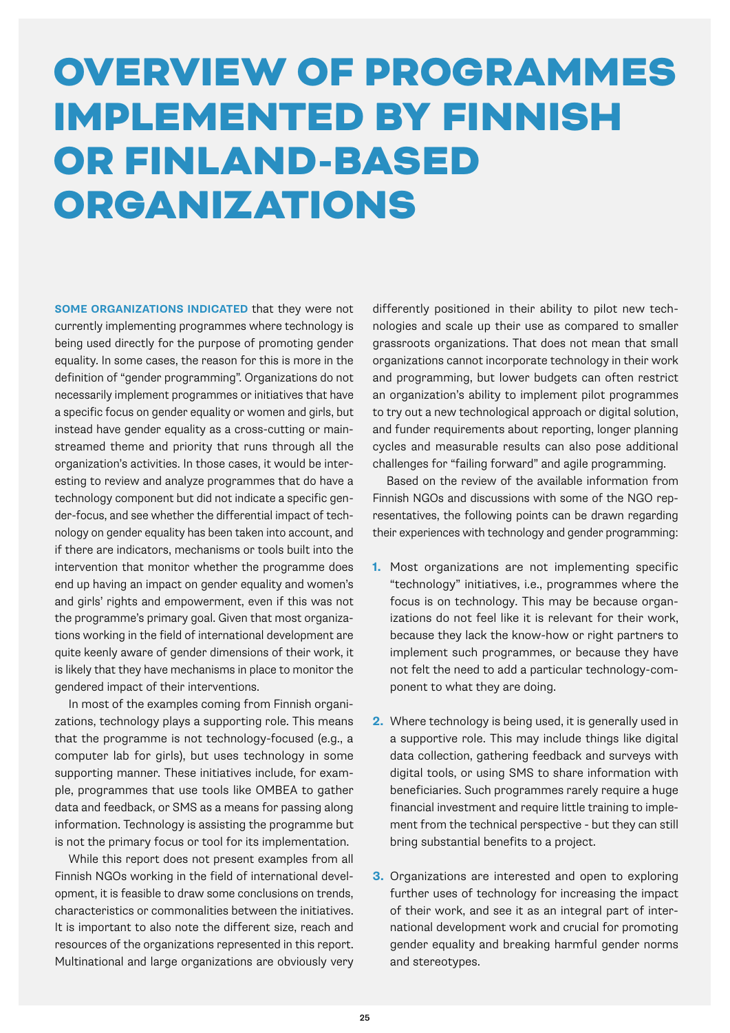# OVERVIEW OF PROGRAMMES IMPLEMENTED BY FINNISH OR FINLAND-BASED ORGANIZATIONS

**SOME ORGANIZATIONS INDICATED** that they were not currently implementing programmes where technology is being used directly for the purpose of promoting gender equality. In some cases, the reason for this is more in the definition of "gender programming". Organizations do not necessarily implement programmes or initiatives that have a specific focus on gender equality or women and girls, but instead have gender equality as a cross-cutting or mainstreamed theme and priority that runs through all the organization's activities. In those cases, it would be interesting to review and analyze programmes that do have a technology component but did not indicate a specific gender-focus, and see whether the differential impact of technology on gender equality has been taken into account, and if there are indicators, mechanisms or tools built into the intervention that monitor whether the programme does end up having an impact on gender equality and women's and girls' rights and empowerment, even if this was not the programme's primary goal. Given that most organizations working in the field of international development are quite keenly aware of gender dimensions of their work, it is likely that they have mechanisms in place to monitor the gendered impact of their interventions.

In most of the examples coming from Finnish organizations, technology plays a supporting role. This means that the programme is not technology-focused (e.g., a computer lab for girls), but uses technology in some supporting manner. These initiatives include, for example, programmes that use tools like OMBEA to gather data and feedback, or SMS as a means for passing along information. Technology is assisting the programme but is not the primary focus or tool for its implementation.

While this report does not present examples from all Finnish NGOs working in the field of international development, it is feasible to draw some conclusions on trends, characteristics or commonalities between the initiatives. It is important to also note the different size, reach and resources of the organizations represented in this report. Multinational and large organizations are obviously very differently positioned in their ability to pilot new technologies and scale up their use as compared to smaller grassroots organizations. That does not mean that small organizations cannot incorporate technology in their work and programming, but lower budgets can often restrict an organization's ability to implement pilot programmes to try out a new technological approach or digital solution, and funder requirements about reporting, longer planning cycles and measurable results can also pose additional challenges for "failing forward" and agile programming.

Based on the review of the available information from Finnish NGOs and discussions with some of the NGO representatives, the following points can be drawn regarding their experiences with technology and gender programming:

1. Most organizations are not implementing specific "technology" initiatives, i.e., programmes where the focus is on technology. This may be because organizations do not feel like it is relevant for their work, because they lack the know-how or right partners to implement such programmes, or because they have not felt the need to add a particular technology-component to what they are doing.

2. Where technology is being used, it is generally used in a supportive role. This may include things like digital data collection, gathering feedback and surveys with digital tools, or using SMS to share information with beneficiaries. Such programmes rarely require a huge financial investment and require little training to implement from the technical perspective - but they can still bring substantial benefits to a project.

3. Organizations are interested and open to exploring further uses of technology for increasing the impact of their work, and see it as an integral part of international development work and crucial for promoting gender equality and breaking harmful gender norms and stereotypes.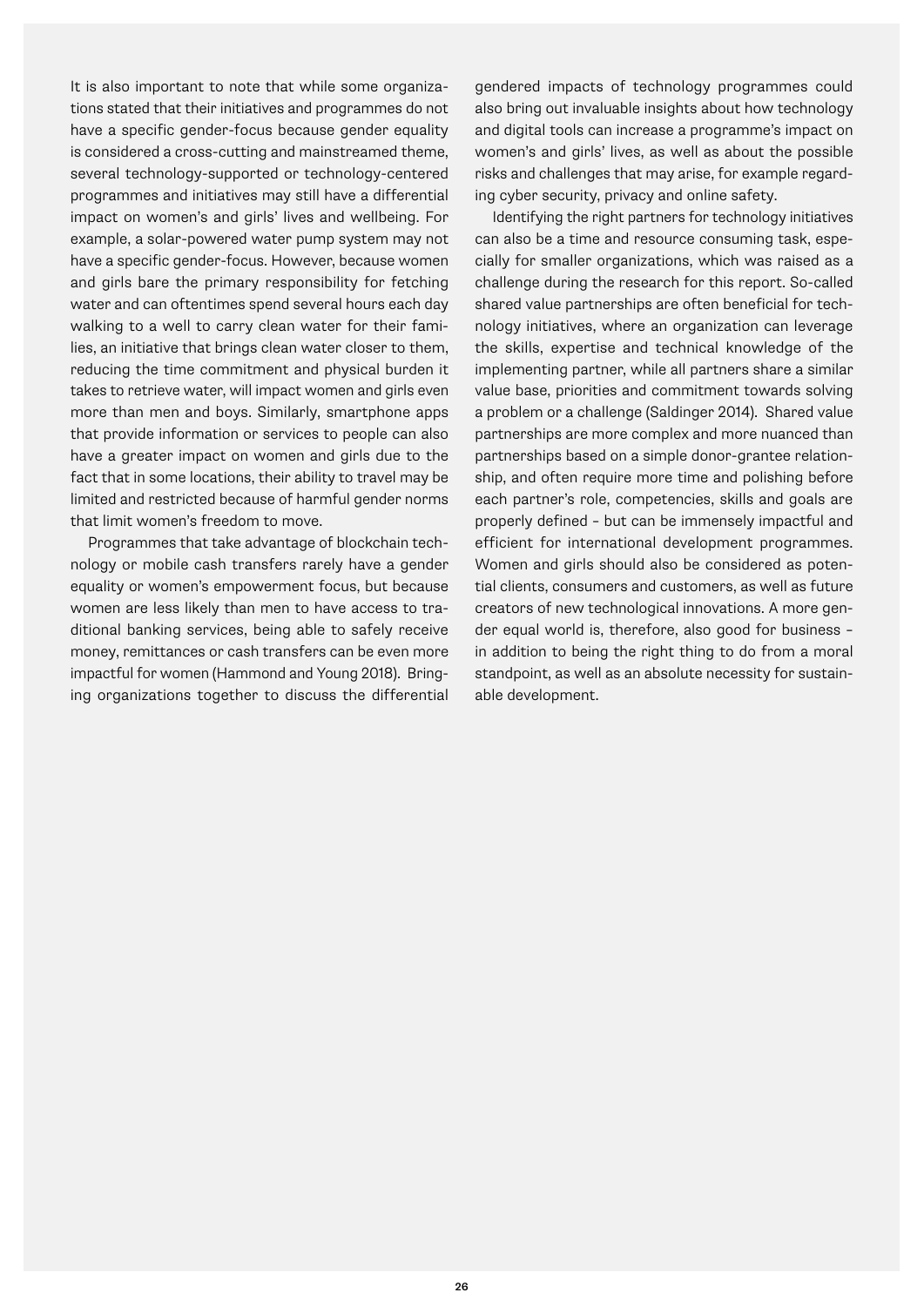It is also important to note that while some organizations stated that their initiatives and programmes do not have a specific gender-focus because gender equality is considered a cross-cutting and mainstreamed theme, several technology-supported or technology-centered programmes and initiatives may still have a differential impact on women's and girls' lives and wellbeing. For example, a solar-powered water pump system may not have a specific gender-focus. However, because women and girls bare the primary responsibility for fetching water and can oftentimes spend several hours each day walking to a well to carry clean water for their families, an initiative that brings clean water closer to them, reducing the time commitment and physical burden it takes to retrieve water, will impact women and girls even more than men and boys. Similarly, smartphone apps that provide information or services to people can also have a greater impact on women and girls due to the fact that in some locations, their ability to travel may be limited and restricted because of harmful gender norms that limit women's freedom to move.

Programmes that take advantage of blockchain technology or mobile cash transfers rarely have a gender equality or women's empowerment focus, but because women are less likely than men to have access to traditional banking services, being able to safely receive money, remittances or cash transfers can be even more impactful for women (Hammond and Young 2018). Bringing organizations together to discuss the differential gendered impacts of technology programmes could also bring out invaluable insights about how technology and digital tools can increase a programme's impact on women's and girls' lives, as well as about the possible risks and challenges that may arise, for example regarding cyber security, privacy and online safety.

Identifying the right partners for technology initiatives can also be a time and resource consuming task, especially for smaller organizations, which was raised as a challenge during the research for this report. So-called shared value partnerships are often beneficial for technology initiatives, where an organization can leverage the skills, expertise and technical knowledge of the implementing partner, while all partners share a similar value base, priorities and commitment towards solving a problem or a challenge (Saldinger 2014). Shared value partnerships are more complex and more nuanced than partnerships based on a simple donor-grantee relationship, and often require more time and polishing before each partner's role, competencies, skills and goals are properly defined – but can be immensely impactful and efficient for international development programmes. Women and girls should also be considered as potential clients, consumers and customers, as well as future creators of new technological innovations. A more gender equal world is, therefore, also good for business – in addition to being the right thing to do from a moral standpoint, as well as an absolute necessity for sustainable development.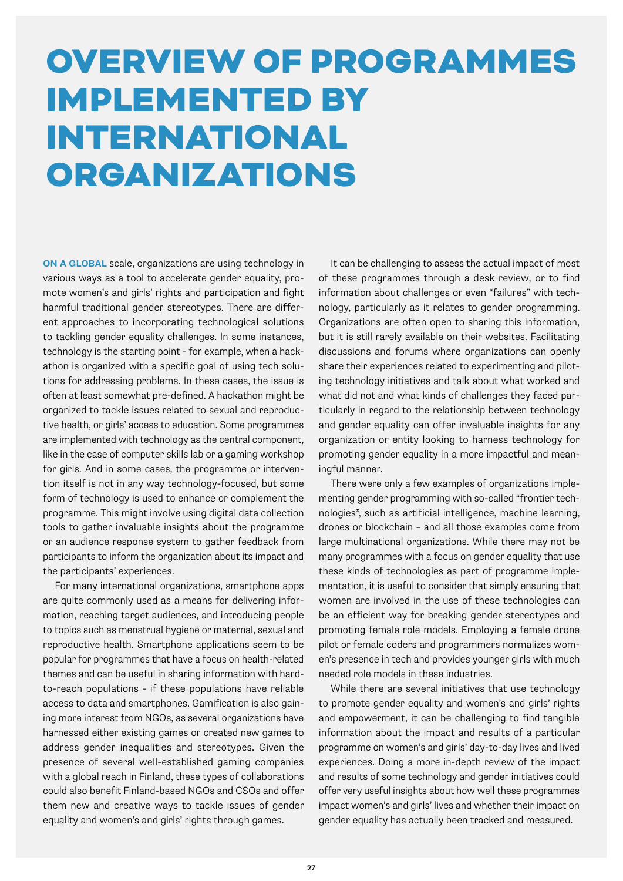# OVERVIEW OF PROGRAMMES IMPLEMENTED BY INTERNATIONAL ORGANIZATIONS

**ON A GLOBAL** scale, organizations are using technology in various ways as a tool to accelerate gender equality, promote women's and girls' rights and participation and fight harmful traditional gender stereotypes. There are different approaches to incorporating technological solutions to tackling gender equality challenges. In some instances, technology is the starting point - for example, when a hackathon is organized with a specific goal of using tech solutions for addressing problems. In these cases, the issue is often at least somewhat pre-defined. A hackathon might be organized to tackle issues related to sexual and reproductive health, or girls' access to education. Some programmes are implemented with technology as the central component, like in the case of computer skills lab or a gaming workshop for girls. And in some cases, the programme or intervention itself is not in any way technology-focused, but some form of technology is used to enhance or complement the programme. This might involve using digital data collection tools to gather invaluable insights about the programme or an audience response system to gather feedback from participants to inform the organization about its impact and the participants' experiences.

For many international organizations, smartphone apps are quite commonly used as a means for delivering information, reaching target audiences, and introducing people to topics such as menstrual hygiene or maternal, sexual and reproductive health. Smartphone applications seem to be popular for programmes that have a focus on health-related themes and can be useful in sharing information with hard-to-reach populations - if these populations have reliable access to data and smartphones. Gamification is also gaining more interest from NGOs, as several organizations have harnessed either existing games or created new games to address gender inequalities and stereotypes. Given the presence of several well-established gaming companies with a global reach in Finland, these types of collaborations could also benefit Finland-based NGOs and CSOs and offer them new and creative ways to tackle issues of gender equality and women's and girls' rights through games.

It can be challenging to assess the actual impact of most of these programmes through a desk review, or to find information about challenges or even "failures" with technology, particularly as it relates to gender programming. Organizations are often open to sharing this information, but it is still rarely available on their websites. Facilitating discussions and forums where organizations can openly share their experiences related to experimenting and piloting technology initiatives and talk about what worked and what did not and what kinds of challenges they faced particularly in regard to the relationship between technology and gender equality can offer invaluable insights for any organization or entity looking to harness technology for promoting gender equality in a more impactful and meaningful manner.

There were only a few examples of organizations implementing gender programming with so-called "frontier technologies", such as artificial intelligence, machine learning, drones or blockchain - and all those examples come from large multinational organizations. While there may not be many programmes with a focus on gender equality that use these kinds of technologies as part of programme implementation, it is useful to consider that simply ensuring that women are involved in the use of these technologies can be an efficient way for breaking gender stereotypes and promoting female role models. Employing a female drone pilot or female coders and programmers normalizes women's presence in tech and provides younger girls with much needed role models in these industries.

While there are several initiatives that use technology to promote gender equality and women's and girls' rights and empowerment, it can be challenging to find tangible information about the impact and results of a particular programme on women's and girls' day-to-day lives and lived experiences. Doing a more in-depth review of the impact and results of some technology and gender initiatives could offer very useful insights about how well these programmes impact women's and girls' lives and whether their impact on gender equality has actually been tracked and measured.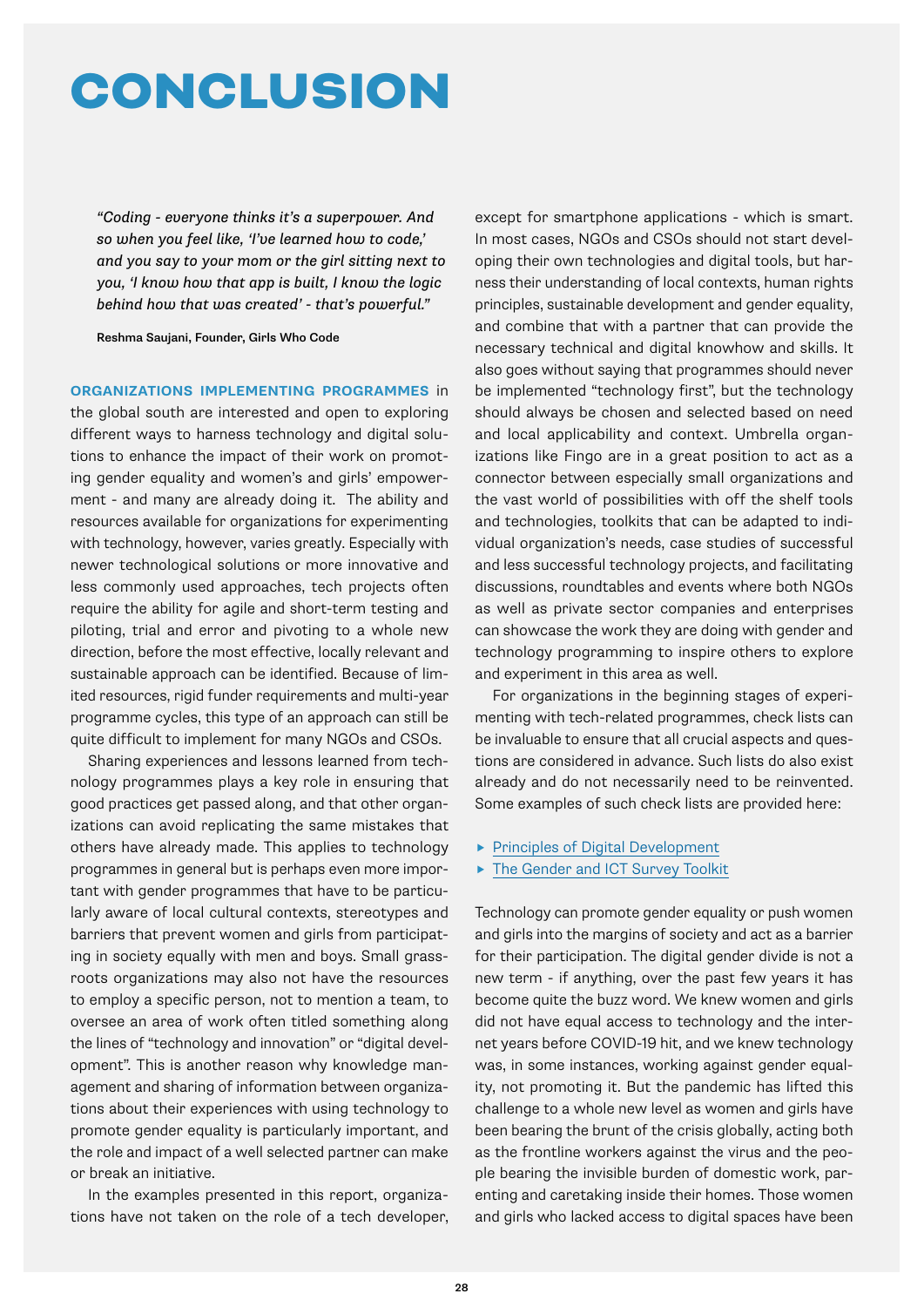# CONCLUSION

> *"Coding - everyone thinks it's a superpower. And so when you feel like, 'I've learned how to code,' and you say to your mom or the girl sitting next to you, 'I know how that app is built, I know the logic behind how that was created' - that's powerful."*
>
> **Reshma Saujani, Founder, Girls Who Code**

**ORGANIZATIONS IMPLEMENTING PROGRAMMES** in the global south are interested and open to exploring different ways to harness technology and digital solutions to enhance the impact of their work on promoting gender equality and women's and girls' empowerment - and many are already doing it. The ability and resources available for organizations for experimenting with technology, however, varies greatly. Especially with newer technological solutions or more innovative and less commonly used approaches, tech projects often require the ability for agile and short-term testing and piloting, trial and error and pivoting to a whole new direction, before the most effective, locally relevant and sustainable approach can be identified. Because of limited resources, rigid funder requirements and multi-year programme cycles, this type of an approach can still be quite difficult to implement for many NGOs and CSOs.

Sharing experiences and lessons learned from technology programmes plays a key role in ensuring that good practices get passed along, and that other organizations can avoid replicating the same mistakes that others have already made. This applies to technology programmes in general but is perhaps even more important with gender programmes that have to be particularly aware of local cultural contexts, stereotypes and barriers that prevent women and girls from participating in society equally with men and boys. Small grassroots organizations may also not have the resources to employ a specific person, not to mention a team, to oversee an area of work often titled something along the lines of "technology and innovation" or "digital development". This is another reason why knowledge management and sharing of information between organizations about their experiences with using technology to promote gender equality is particularly important, and the role and impact of a well selected partner can make or break an initiative.

In the examples presented in this report, organizations have not taken on the role of a tech developer, except for smartphone applications - which is smart. In most cases, NGOs and CSOs should not start developing their own technologies and digital tools, but harness their understanding of local contexts, human rights principles, sustainable development and gender equality, and combine that with a partner that can provide the necessary technical and digital knowhow and skills. It also goes without saying that programmes should never be implemented "technology first", but the technology should always be chosen and selected based on need and local applicability and context. Umbrella organizations like Fingo are in a great position to act as a connector between especially small organizations and the vast world of possibilities with off the shelf tools and technologies, toolkits that can be adapted to individual organization's needs, case studies of successful and less successful technology projects, and facilitating discussions, roundtables and events where both NGOs as well as private sector companies and enterprises can showcase the work they are doing with gender and technology programming to inspire others to explore and experiment in this area as well.

For organizations in the beginning stages of experimenting with tech-related programmes, check lists can be invaluable to ensure that all crucial aspects and questions are considered in advance. Such lists do also exist already and do not necessarily need to be reinvented. Some examples of such check lists are provided here:

- Principles of Digital Development
- The Gender and ICT Survey Toolkit

Technology can promote gender equality or push women and girls into the margins of society and act as a barrier for their participation. The digital gender divide is not a new term - if anything, over the past few years it has become quite the buzz word. We knew women and girls did not have equal access to technology and the internet years before COVID-19 hit, and we knew technology was, in some instances, working against gender equality, not promoting it. But the pandemic has lifted this challenge to a whole new level as women and girls have been bearing the brunt of the crisis globally, acting both as the frontline workers against the virus and the people bearing the invisible burden of domestic work, parenting and caretaking inside their homes. Those women and girls who lacked access to digital spaces have been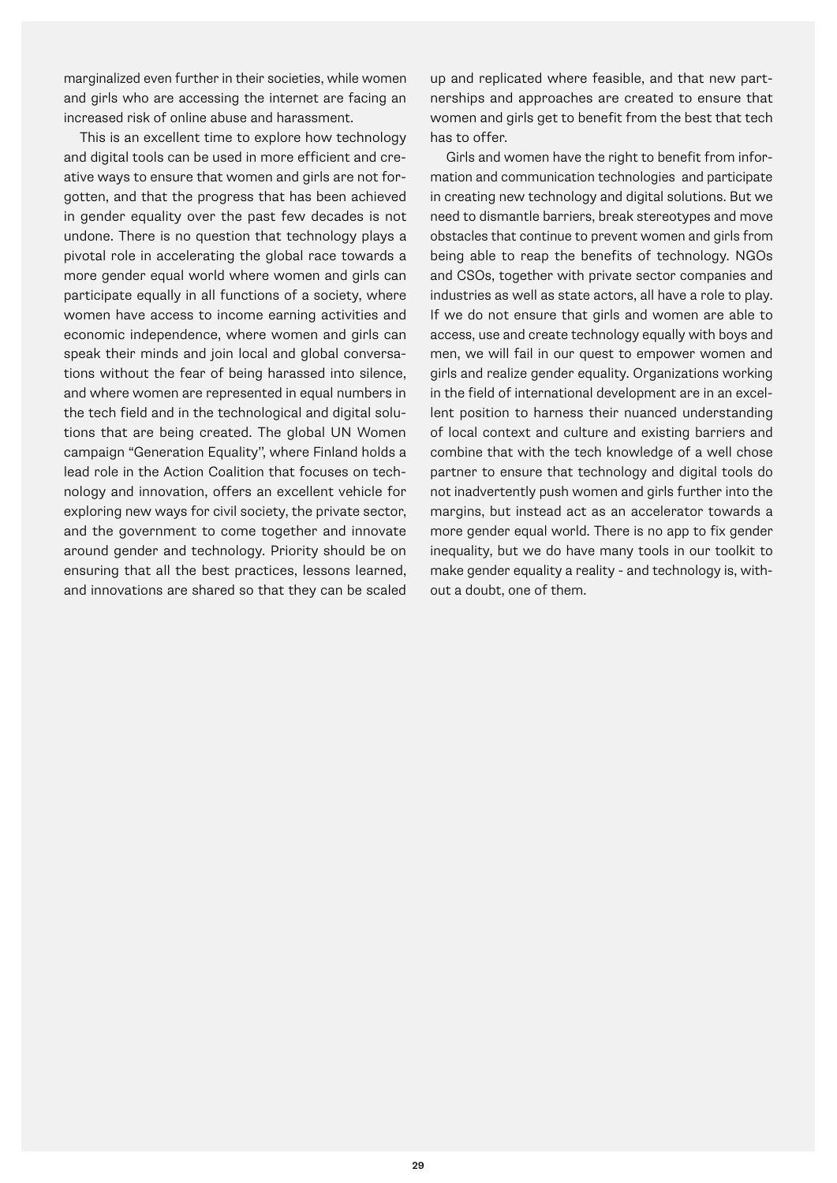marginalized even further in their societies, while women and girls who are accessing the internet are facing an increased risk of online abuse and harassment.

This is an excellent time to explore how technology and digital tools can be used in more efficient and creative ways to ensure that women and girls are not forgotten, and that the progress that has been achieved in gender equality over the past few decades is not undone. There is no question that technology plays a pivotal role in accelerating the global race towards a more gender equal world where women and girls can participate equally in all functions of a society, where women have access to income earning activities and economic independence, where women and girls can speak their minds and join local and global conversations without the fear of being harassed into silence, and where women are represented in equal numbers in the tech field and in the technological and digital solutions that are being created. The global UN Women campaign "Generation Equality", where Finland holds a lead role in the Action Coalition that focuses on technology and innovation, offers an excellent vehicle for exploring new ways for civil society, the private sector, and the government to come together and innovate around gender and technology. Priority should be on ensuring that all the best practices, lessons learned, and innovations are shared so that they can be scaled up and replicated where feasible, and that new partnerships and approaches are created to ensure that women and girls get to benefit from the best that tech has to offer.

Girls and women have the right to benefit from information and communication technologies and participate in creating new technology and digital solutions. But we need to dismantle barriers, break stereotypes and move obstacles that continue to prevent women and girls from being able to reap the benefits of technology. NGOs and CSOs, together with private sector companies and industries as well as state actors, all have a role to play. If we do not ensure that girls and women are able to access, use and create technology equally with boys and men, we will fail in our quest to empower women and girls and realize gender equality. Organizations working in the field of international development are in an excellent position to harness their nuanced understanding of local context and culture and existing barriers and combine that with the tech knowledge of a well chose partner to ensure that technology and digital tools do not inadvertently push women and girls further into the margins, but instead act as an accelerator towards a more gender equal world. There is no app to fix gender inequality, but we do have many tools in our toolkit to make gender equality a reality - and technology is, without a doubt, one of them.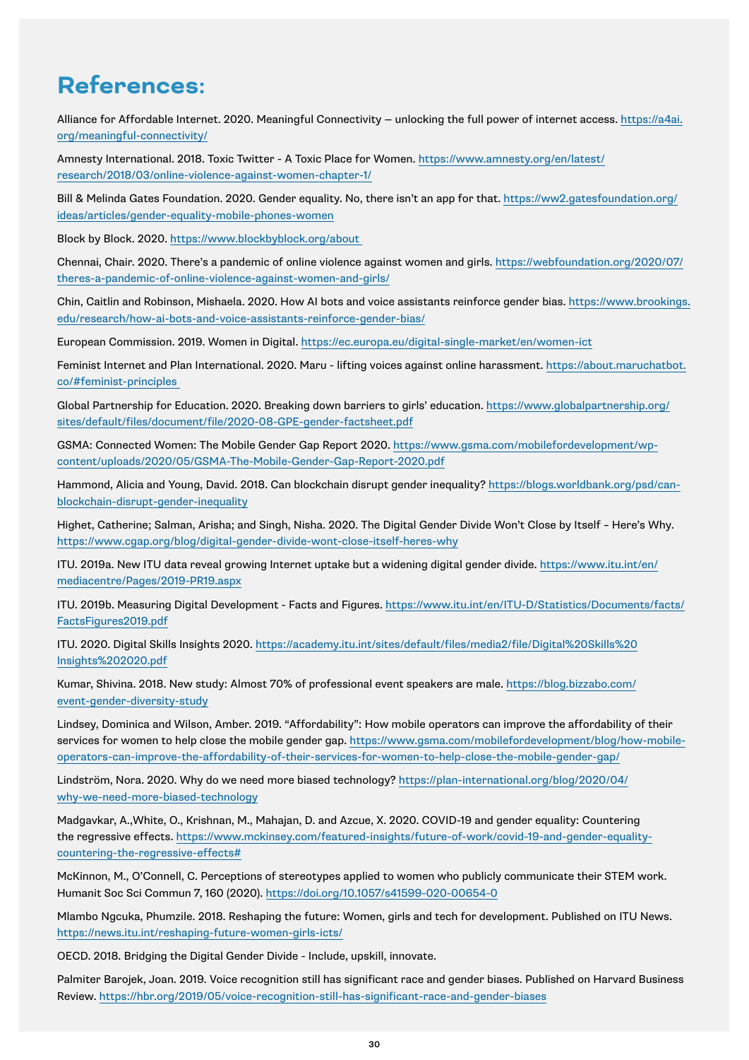# References:

Alliance for Affordable Internet. 2020. Meaningful Connectivity — unlocking the full power of internet access. https://a4ai.org/meaningful-connectivity/

Amnesty International. 2018. Toxic Twitter - A Toxic Place for Women. https://www.amnesty.org/en/latest/research/2018/03/online-violence-against-women-chapter-1/

Bill & Melinda Gates Foundation. 2020. Gender equality. No, there isn't an app for that. https://ww2.gatesfoundation.org/ideas/articles/gender-equality-mobile-phones-women

Block by Block. 2020. https://www.blockbyblock.org/about

Chennai, Chair. 2020. There's a pandemic of online violence against women and girls. https://webfoundation.org/2020/07/theres-a-pandemic-of-online-violence-against-women-and-girls/

Chin, Caitlin and Robinson, Mishaela. 2020. How AI bots and voice assistants reinforce gender bias. https://www.brookings.edu/research/how-ai-bots-and-voice-assistants-reinforce-gender-bias/

European Commission. 2019. Women in Digital. https://ec.europa.eu/digital-single-market/en/women-ict

Feminist Internet and Plan International. 2020. Maru - lifting voices against online harassment. https://about.maruchatbot.co/#feminist-principles

Global Partnership for Education. 2020. Breaking down barriers to girls' education. https://www.globalpartnership.org/sites/default/files/document/file/2020-08-GPE-gender-factsheet.pdf

GSMA: Connected Women: The Mobile Gender Gap Report 2020. https://www.gsma.com/mobilefordevelopment/wp-content/uploads/2020/05/GSMA-The-Mobile-Gender-Gap-Report-2020.pdf

Hammond, Alicia and Young, David. 2018. Can blockchain disrupt gender inequality? https://blogs.worldbank.org/psd/can-blockchain-disrupt-gender-inequality

Highet, Catherine; Salman, Arisha; and Singh, Nisha. 2020. The Digital Gender Divide Won't Close by Itself – Here's Why. https://www.cgap.org/blog/digital-gender-divide-wont-close-itself-heres-why

ITU. 2019a. New ITU data reveal growing Internet uptake but a widening digital gender divide. https://www.itu.int/en/mediacentre/Pages/2019-PR19.aspx

ITU. 2019b. Measuring Digital Development - Facts and Figures. https://www.itu.int/en/ITU-D/Statistics/Documents/facts/FactsFigures2019.pdf

ITU. 2020. Digital Skills Insights 2020. https://academy.itu.int/sites/default/files/media2/file/Digital%20Skills%20Insights%202020.pdf

Kumar, Shivina. 2018. New study: Almost 70% of professional event speakers are male. https://blog.bizzabo.com/event-gender-diversity-study

Lindsey, Dominica and Wilson, Amber. 2019. "Affordability": How mobile operators can improve the affordability of their services for women to help close the mobile gender gap. https://www.gsma.com/mobilefordevelopment/blog/how-mobile-operators-can-improve-the-affordability-of-their-services-for-women-to-help-close-the-mobile-gender-gap/

Lindström, Nora. 2020. Why do we need more biased technology? https://plan-international.org/blog/2020/04/why-we-need-more-biased-technology

Madgavkar, A.,White, O., Krishnan, M., Mahajan, D. and Azcue, X. 2020. COVID-19 and gender equality: Countering the regressive effects. https://www.mckinsey.com/featured-insights/future-of-work/covid-19-and-gender-equality-countering-the-regressive-effects#

McKinnon, M., O'Connell, C. Perceptions of stereotypes applied to women who publicly communicate their STEM work. Humanit Soc Sci Commun 7, 160 (2020). https://doi.org/10.1057/s41599-020-00654-0

Mlambo Ngcuka, Phumzile. 2018. Reshaping the future: Women, girls and tech for development. Published on ITU News. https://news.itu.int/reshaping-future-women-girls-icts/

OECD. 2018. Bridging the Digital Gender Divide - Include, upskill, innovate.

Palmiter Barojek, Joan. 2019. Voice recognition still has significant race and gender biases. Published on Harvard Business Review. https://hbr.org/2019/05/voice-recognition-still-has-significant-race-and-gender-biases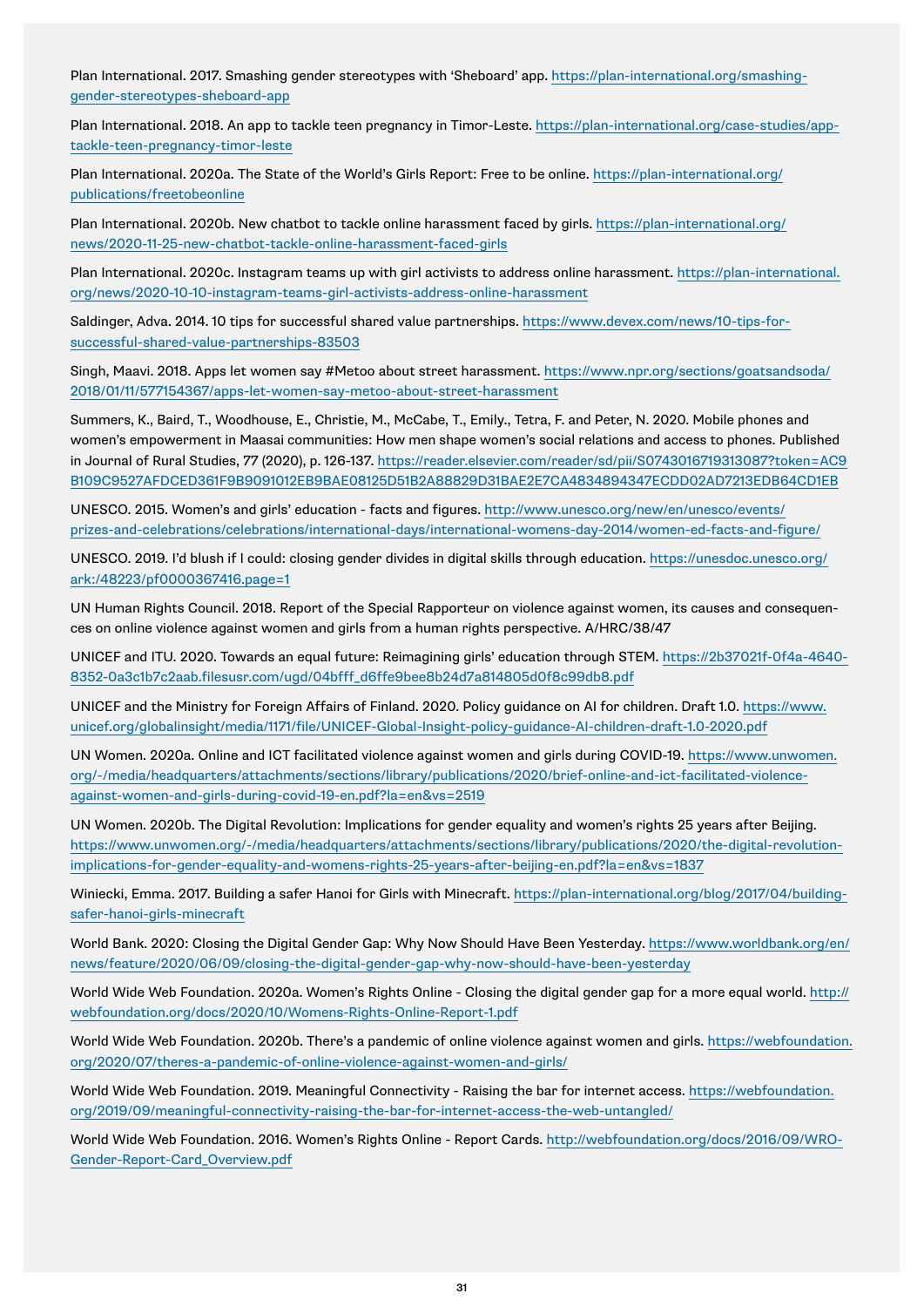Plan International. 2017. Smashing gender stereotypes with 'Sheboard' app. https://plan-international.org/smashing-gender-stereotypes-sheboard-app

Plan International. 2018. An app to tackle teen pregnancy in Timor-Leste. https://plan-international.org/case-studies/app-tackle-teen-pregnancy-timor-leste

Plan International. 2020a. The State of the World's Girls Report: Free to be online. https://plan-international.org/publications/freetobeonline

Plan International. 2020b. New chatbot to tackle online harassment faced by girls. https://plan-international.org/news/2020-11-25-new-chatbot-tackle-online-harassment-faced-girls

Plan International. 2020c. Instagram teams up with girl activists to address online harassment. https://plan-international.org/news/2020-10-10-instagram-teams-girl-activists-address-online-harassment

Saldinger, Adva. 2014. 10 tips for successful shared value partnerships. https://www.devex.com/news/10-tips-for-successful-shared-value-partnerships-83503

Singh, Maavi. 2018. Apps let women say #Metoo about street harassment. https://www.npr.org/sections/goatsandsoda/2018/01/11/577154367/apps-let-women-say-metoo-about-street-harassment

Summers, K., Baird, T., Woodhouse, E., Christie, M., McCabe, T., Emily., Tetra, F. and Peter, N. 2020. Mobile phones and women's empowerment in Maasai communities: How men shape women's social relations and access to phones. Published in Journal of Rural Studies, 77 (2020), p. 126-137. https://reader.elsevier.com/reader/sd/pii/S0743016719313087?token=AC9B109C9527AFDCED361F9B9091012EB9BAE08125D51B2A88829D31BAE2E7CA4834894347ECDD02AD7213EDB64CD1EB

UNESCO. 2015. Women's and girls' education - facts and figures. http://www.unesco.org/new/en/unesco/events/prizes-and-celebrations/celebrations/international-days/international-womens-day-2014/women-ed-facts-and-figure/

UNESCO. 2019. I'd blush if I could: closing gender divides in digital skills through education. https://unesdoc.unesco.org/ark:/48223/pf0000367416.page=1

UN Human Rights Council. 2018. Report of the Special Rapporteur on violence against women, its causes and consequences on online violence against women and girls from a human rights perspective. A/HRC/38/47

UNICEF and ITU. 2020. Towards an equal future: Reimagining girls' education through STEM. https://2b37021f-0f4a-4640-8352-0a3c1b7c2aab.filesusr.com/ugd/04bfff_d6ffe9bee8b24d7a814805d0f8c99db8.pdf

UNICEF and the Ministry for Foreign Affairs of Finland. 2020. Policy guidance on AI for children. Draft 1.0. https://www.unicef.org/globalinsight/media/1171/file/UNICEF-Global-Insight-policy-guidance-AI-children-draft-1.0-2020.pdf

UN Women. 2020a. Online and ICT facilitated violence against women and girls during COVID-19. https://www.unwomen.org/-/media/headquarters/attachments/sections/library/publications/2020/brief-online-and-ict-facilitated-violence-against-women-and-girls-during-covid-19-en.pdf?la=en&vs=2519

UN Women. 2020b. The Digital Revolution: Implications for gender equality and women's rights 25 years after Beijing. https://www.unwomen.org/-/media/headquarters/attachments/sections/library/publications/2020/the-digital-revolution-implications-for-gender-equality-and-womens-rights-25-years-after-beijing-en.pdf?la=en&vs=1837

Winiecki, Emma. 2017. Building a safer Hanoi for Girls with Minecraft. https://plan-international.org/blog/2017/04/building-safer-hanoi-girls-minecraft

World Bank. 2020: Closing the Digital Gender Gap: Why Now Should Have Been Yesterday. https://www.worldbank.org/en/news/feature/2020/06/09/closing-the-digital-gender-gap-why-now-should-have-been-yesterday

World Wide Web Foundation. 2020a. Women's Rights Online - Closing the digital gender gap for a more equal world. http://webfoundation.org/docs/2020/10/Womens-Rights-Online-Report-1.pdf

World Wide Web Foundation. 2020b. There's a pandemic of online violence against women and girls. https://webfoundation.org/2020/07/theres-a-pandemic-of-online-violence-against-women-and-girls/

World Wide Web Foundation. 2019. Meaningful Connectivity - Raising the bar for internet access. https://webfoundation.org/2019/09/meaningful-connectivity-raising-the-bar-for-internet-access-the-web-untangled/

World Wide Web Foundation. 2016. Women's Rights Online - Report Cards. http://webfoundation.org/docs/2016/09/WRO-Gender-Report-Card_Overview.pdf